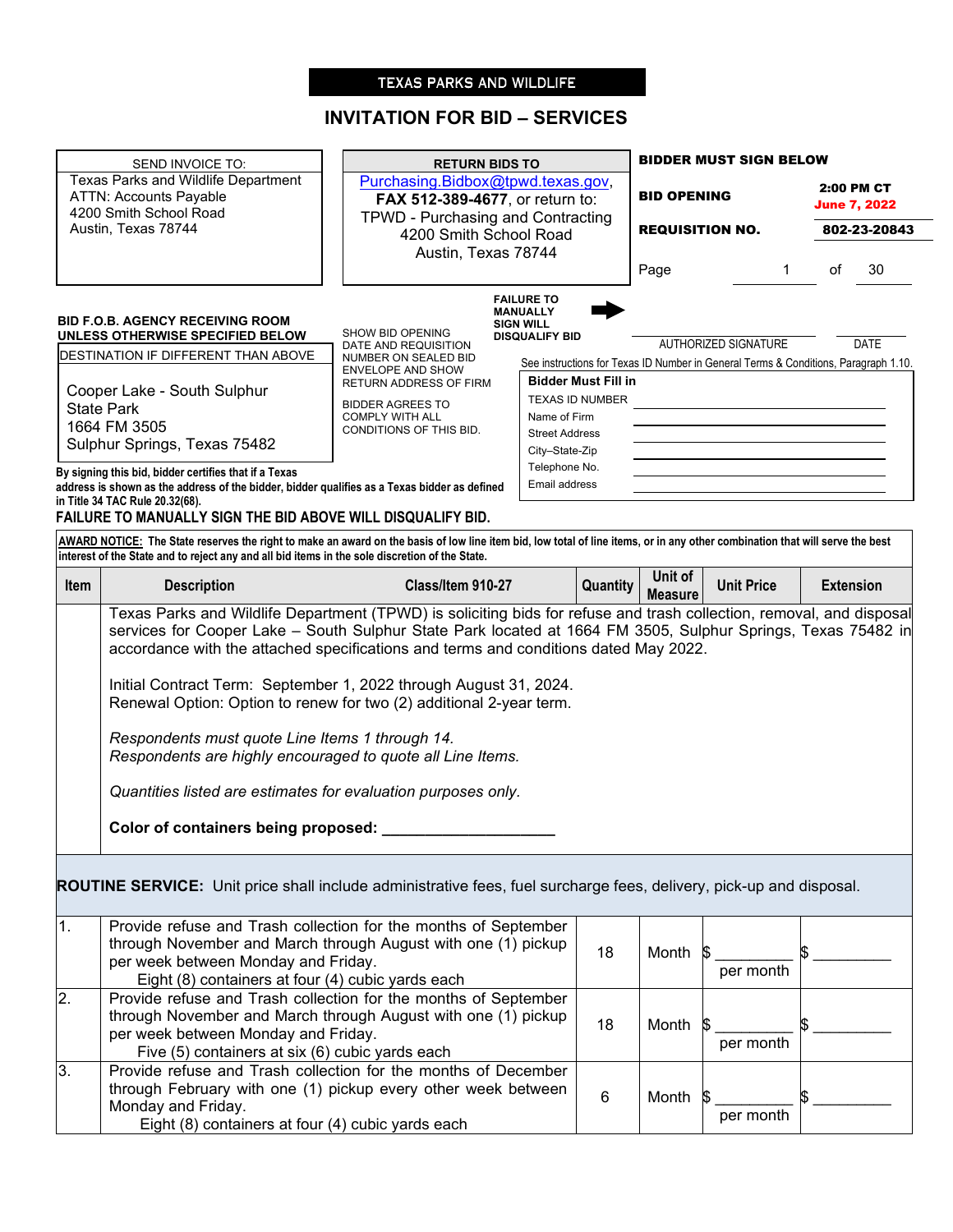**TEXAS PARKS AND WILDLIFE**

# INVITATION FOR BID – SERVICES

| SEND INVOICE TO: | RETURN BIDS TO |
|---|---|
| Texas Parks and Wildlife Department<br>ATTN: Accounts Payable<br>4200 Smith School Road<br>Austin, Texas 78744 | Purchasing.Bidbox@tpwd.texas.gov, **FAX 512-389-4677**, or return to:<br>TPWD - Purchasing and Contracting<br>4200 Smith School Road<br>Austin, Texas 78744 |

**BIDDER MUST SIGN BELOW**

| | |
|---|---|
| **BID OPENING** | **2:00 PM CT June 7, 2022** |
| **REQUISITION NO.** | **802-23-20843** |
| Page | 1 of 30 |

**FAILURE TO MANUALLY SIGN WILL DISQUALIFY BID** ➡

\_\_\_\_\_\_\_\_\_\_\_\_\_\_\_\_\_\_\_\_ \_\_\_\_\_\_\_\_\_\_
AUTHORIZED SIGNATURE DATE

**BID F.O.B. AGENCY RECEIVING ROOM UNLESS OTHERWISE SPECIFIED BELOW**

DESTINATION IF DIFFERENT THAN ABOVE

Cooper Lake - South Sulphur State Park
1664 FM 3505
Sulphur Springs, Texas 75482

SHOW BID OPENING DATE AND REQUISITION NUMBER ON SEALED BID ENVELOPE AND SHOW RETURN ADDRESS OF FIRM

BIDDER AGREES TO COMPLY WITH ALL CONDITIONS OF THIS BID.

See instructions for Texas ID Number in General Terms & Conditions, Paragraph 1.10.

| **Bidder Must Fill in** | |
|---|---|
| TEXAS ID NUMBER | |
| Name of Firm | |
| Street Address | |
| City–State-Zip | |
| Telephone No. | |
| Email address | |

**By signing this bid, bidder certifies that if a Texas address is shown as the address of the bidder, bidder qualifies as a Texas bidder as defined in Title 34 TAC Rule 20.32(68).**

**FAILURE TO MANUALLY SIGN THE BID ABOVE WILL DISQUALIFY BID.**

**AWARD NOTICE: The State reserves the right to make an award on the basis of low line item bid, low total of line items, or in any other combination that will serve the best interest of the State and to reject any and all bid items in the sole discretion of the State.**

| Item | Description — Class/Item 910-27 | Quantity | Unit of Measure | Unit Price | Extension |
|---|---|---|---|---|---|
| | Texas Parks and Wildlife Department (TPWD) is soliciting bids for refuse and trash collection, removal, and disposal services for Cooper Lake – South Sulphur State Park located at 1664 FM 3505, Sulphur Springs, Texas 75482 in accordance with the attached specifications and terms and conditions dated May 2022.<br><br>Initial Contract Term: September 1, 2022 through August 31, 2024.<br>Renewal Option: Option to renew for two (2) additional 2-year term.<br><br>*Respondents must quote Line Items 1 through 14.*<br>*Respondents are highly encouraged to quote all Line Items.*<br><br>*Quantities listed are estimates for evaluation purposes only.*<br><br>**Color of containers being proposed: \_\_\_\_\_\_\_\_\_\_\_\_\_\_\_\_\_\_\_\_** | | | | |
| **ROUTINE SERVICE:** Unit price shall include administrative fees, fuel surcharge fees, delivery, pick-up and disposal. | | | | | |
| 1. | Provide refuse and Trash collection for the months of September through November and March through August with one (1) pickup per week between Monday and Friday.<br>Eight (8) containers at four (4) cubic yards each | 18 | Month | $ \_\_\_\_\_\_\_\_\_ per month | $ \_\_\_\_\_\_\_\_\_ |
| 2. | Provide refuse and Trash collection for the months of September through November and March through August with one (1) pickup per week between Monday and Friday.<br>Five (5) containers at six (6) cubic yards each | 18 | Month | $ \_\_\_\_\_\_\_\_\_ per month | $ \_\_\_\_\_\_\_\_\_ |
| 3. | Provide refuse and Trash collection for the months of December through February with one (1) pickup every other week between Monday and Friday.<br>Eight (8) containers at four (4) cubic yards each | 6 | Month | $ \_\_\_\_\_\_\_\_\_ per month | $ \_\_\_\_\_\_\_\_\_ |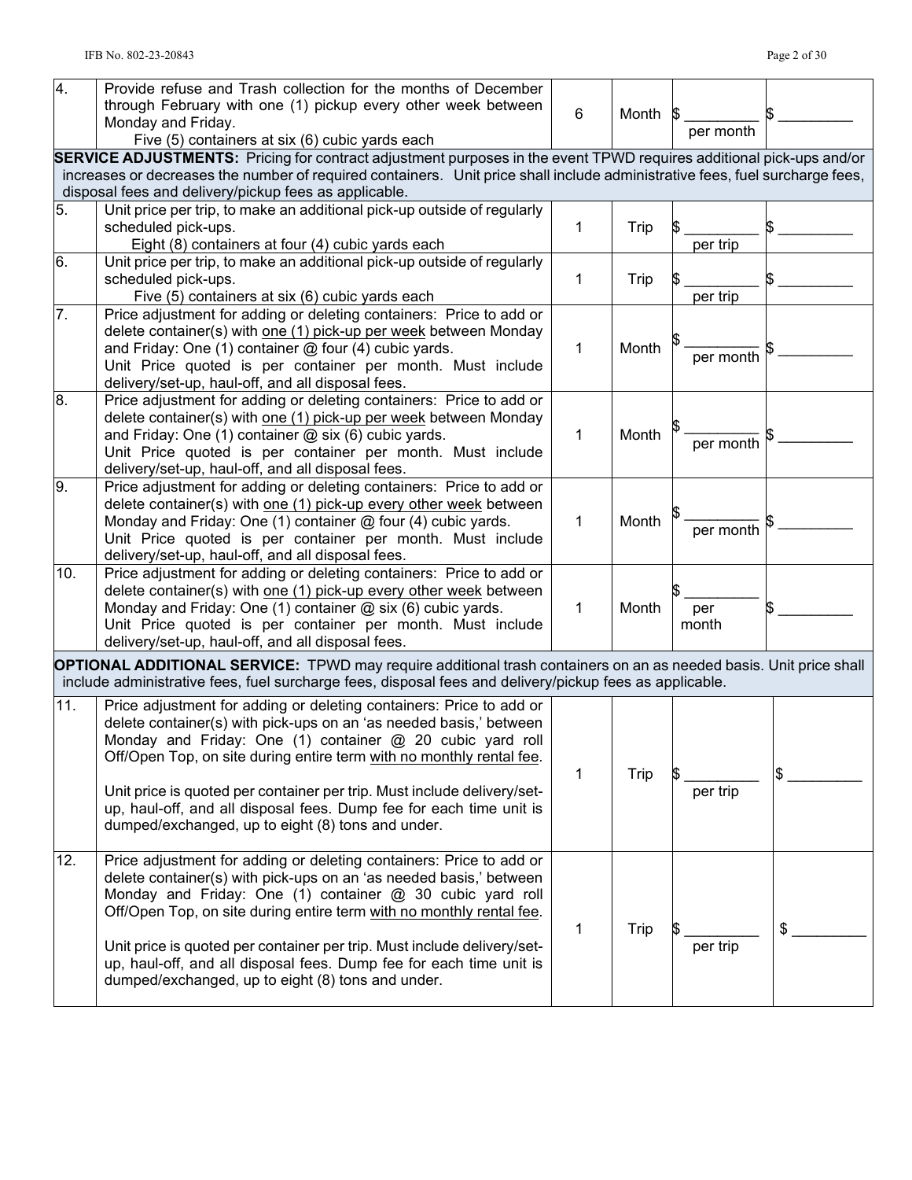| | | | | | |
|---|---|---|---|---|---|
| 4. | Provide refuse and Trash collection for the months of December through February with one (1) pickup every other week between Monday and Friday.<br>Five (5) containers at six (6) cubic yards each | 6 | Month | $ _________ per month | $ _________ |
| **SERVICE ADJUSTMENTS:** Pricing for contract adjustment purposes in the event TPWD requires additional pick-ups and/or increases or decreases the number of required containers. Unit price shall include administrative fees, fuel surcharge fees, disposal fees and delivery/pickup fees as applicable. | | | | | |
| 5. | Unit price per trip, to make an additional pick-up outside of regularly scheduled pick-ups.<br>Eight (8) containers at four (4) cubic yards each | 1 | Trip | $ _________ per trip | $ _________ |
| 6. | Unit price per trip, to make an additional pick-up outside of regularly scheduled pick-ups.<br>Five (5) containers at six (6) cubic yards each | 1 | Trip | $ _________ per trip | $ _________ |
| 7. | Price adjustment for adding or deleting containers: Price to add or delete container(s) with one (1) pick-up per week between Monday and Friday: One (1) container @ four (4) cubic yards.<br>Unit Price quoted is per container per month. Must include delivery/set-up, haul-off, and all disposal fees. | 1 | Month | $ _________ per month | $ _________ |
| 8. | Price adjustment for adding or deleting containers: Price to add or delete container(s) with one (1) pick-up per week between Monday and Friday: One (1) container @ six (6) cubic yards.<br>Unit Price quoted is per container per month. Must include delivery/set-up, haul-off, and all disposal fees. | 1 | Month | $ _________ per month | $ _________ |
| 9. | Price adjustment for adding or deleting containers: Price to add or delete container(s) with one (1) pick-up every other week between Monday and Friday: One (1) container @ four (4) cubic yards.<br>Unit Price quoted is per container per month. Must include delivery/set-up, haul-off, and all disposal fees. | 1 | Month | $ _________ per month | $ _________ |
| 10. | Price adjustment for adding or deleting containers: Price to add or delete container(s) with one (1) pick-up every other week between Monday and Friday: One (1) container @ six (6) cubic yards.<br>Unit Price quoted is per container per month. Must include delivery/set-up, haul-off, and all disposal fees. | 1 | Month | $ _________ per month | $ _________ |
| **OPTIONAL ADDITIONAL SERVICE:** TPWD may require additional trash containers on an as needed basis. Unit price shall include administrative fees, fuel surcharge fees, disposal fees and delivery/pickup fees as applicable. | | | | | |
| 11. | Price adjustment for adding or deleting containers: Price to add or delete container(s) with pick-ups on an 'as needed basis,' between Monday and Friday: One (1) container @ 20 cubic yard roll Off/Open Top, on site during entire term with no monthly rental fee.<br><br>Unit price is quoted per container per trip. Must include delivery/set-up, haul-off, and all disposal fees. Dump fee for each time unit is dumped/exchanged, up to eight (8) tons and under. | 1 | Trip | $ _________ per trip | $ _________ |
| 12. | Price adjustment for adding or deleting containers: Price to add or delete container(s) with pick-ups on an 'as needed basis,' between Monday and Friday: One (1) container @ 30 cubic yard roll Off/Open Top, on site during entire term with no monthly rental fee.<br><br>Unit price is quoted per container per trip. Must include delivery/set-up, haul-off, and all disposal fees. Dump fee for each time unit is dumped/exchanged, up to eight (8) tons and under. | 1 | Trip | $ _________ per trip | $ _________ |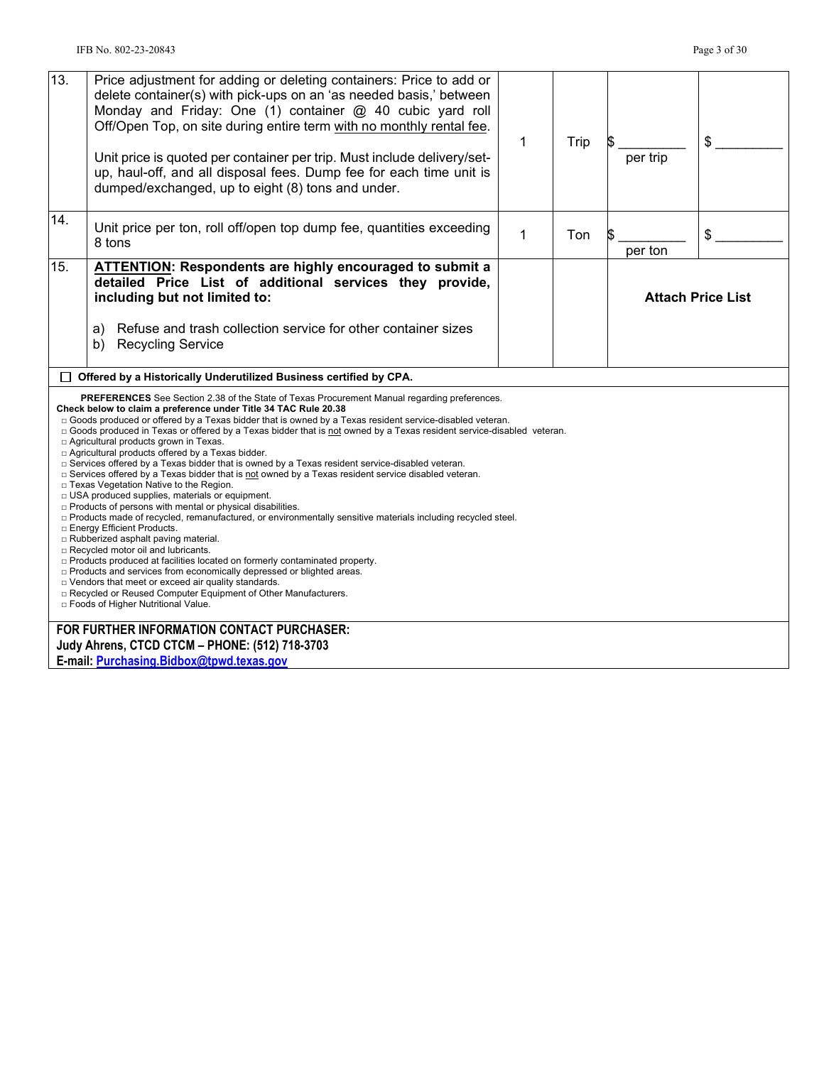| | | | | | |
|---|---|---|---|---|---|
| 13. | Price adjustment for adding or deleting containers: Price to add or delete container(s) with pick-ups on an 'as needed basis,' between Monday and Friday: One (1) container @ 40 cubic yard roll Off/Open Top, on site during entire term with no monthly rental fee.<br><br>Unit price is quoted per container per trip. Must include delivery/set-up, haul-off, and all disposal fees. Dump fee for each time unit is dumped/exchanged, up to eight (8) tons and under. | 1 | Trip | $ _________ per trip | $ _________ |
| 14. | Unit price per ton, roll off/open top dump fee, quantities exceeding 8 tons | 1 | Ton | $ _________ per ton | $ _________ |
| 15. | **ATTENTION: Respondents are highly encouraged to submit a detailed Price List of additional services they provide, including but not limited to:**<br><br>a) Refuse and trash collection service for other container sizes<br>b) Recycling Service | | | **Attach Price List** | |

☐ **Offered by a Historically Underutilized Business certified by CPA.**

**PREFERENCES** See Section 2.38 of the State of Texas Procurement Manual regarding preferences.
**Check below to claim a preference under Title 34 TAC Rule 20.38**

- □ Goods produced or offered by a Texas bidder that is owned by a Texas resident service-disabled veteran.
- □ Goods produced in Texas or offered by a Texas bidder that is not owned by a Texas resident service-disabled veteran.
- □ Agricultural products grown in Texas.
- □ Agricultural products offered by a Texas bidder.
- □ Services offered by a Texas bidder that is owned by a Texas resident service-disabled veteran.
- □ Services offered by a Texas bidder that is not owned by a Texas resident service disabled veteran.
- □ Texas Vegetation Native to the Region.
- □ USA produced supplies, materials or equipment.
- □ Products of persons with mental or physical disabilities.
- □ Products made of recycled, remanufactured, or environmentally sensitive materials including recycled steel.
- □ Energy Efficient Products.
- □ Rubberized asphalt paving material.
- □ Recycled motor oil and lubricants.
- □ Products produced at facilities located on formerly contaminated property.
- □ Products and services from economically depressed or blighted areas.
- □ Vendors that meet or exceed air quality standards.
- □ Recycled or Reused Computer Equipment of Other Manufacturers.
- □ Foods of Higher Nutritional Value.

**FOR FURTHER INFORMATION CONTACT PURCHASER:**
**Judy Ahrens, CTCD CTCM – PHONE: (512) 718-3703**
**E-mail: Purchasing.Bidbox@tpwd.texas.gov**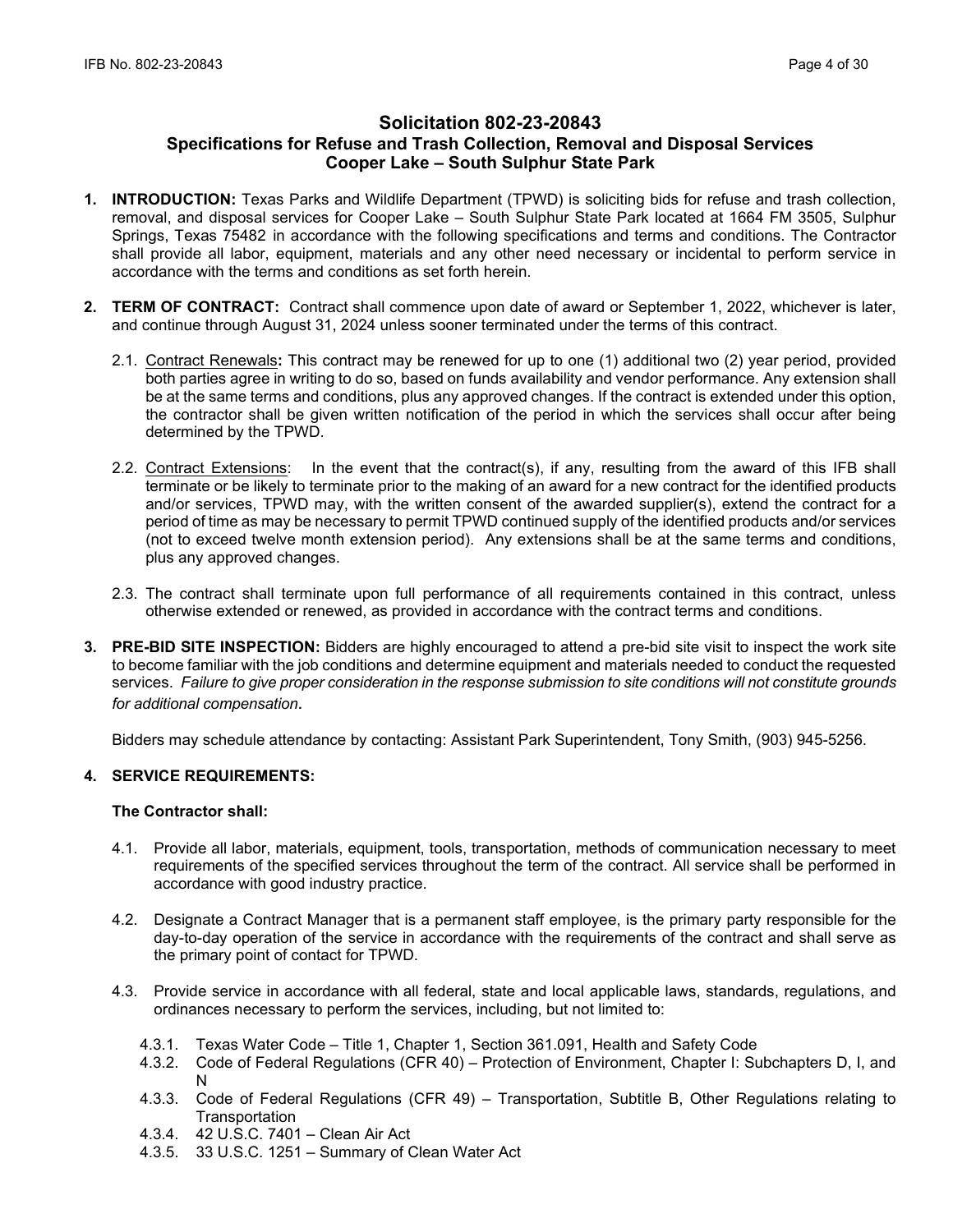# Solicitation 802-23-20843

## Specifications for Refuse and Trash Collection, Removal and Disposal Services

## Cooper Lake – South Sulphur State Park

1. **INTRODUCTION:** Texas Parks and Wildlife Department (TPWD) is soliciting bids for refuse and trash collection, removal, and disposal services for Cooper Lake – South Sulphur State Park located at 1664 FM 3505, Sulphur Springs, Texas 75482 in accordance with the following specifications and terms and conditions. The Contractor shall provide all labor, equipment, materials and any other need necessary or incidental to perform service in accordance with the terms and conditions as set forth herein.

2. **TERM OF CONTRACT:** Contract shall commence upon date of award or September 1, 2022, whichever is later, and continue through August 31, 2024 unless sooner terminated under the terms of this contract.

   2.1. Contract Renewals**:** This contract may be renewed for up to one (1) additional two (2) year period, provided both parties agree in writing to do so, based on funds availability and vendor performance. Any extension shall be at the same terms and conditions, plus any approved changes. If the contract is extended under this option, the contractor shall be given written notification of the period in which the services shall occur after being determined by the TPWD.

   2.2. Contract Extensions: In the event that the contract(s), if any, resulting from the award of this IFB shall terminate or be likely to terminate prior to the making of an award for a new contract for the identified products and/or services, TPWD may, with the written consent of the awarded supplier(s), extend the contract for a period of time as may be necessary to permit TPWD continued supply of the identified products and/or services (not to exceed twelve month extension period). Any extensions shall be at the same terms and conditions, plus any approved changes.

   2.3. The contract shall terminate upon full performance of all requirements contained in this contract, unless otherwise extended or renewed, as provided in accordance with the contract terms and conditions.

3. **PRE-BID SITE INSPECTION:** Bidders are highly encouraged to attend a pre-bid site visit to inspect the work site to become familiar with the job conditions and determine equipment and materials needed to conduct the requested services. *Failure to give proper consideration in the response submission to site conditions will not constitute grounds for additional compensation***.**

   Bidders may schedule attendance by contacting: Assistant Park Superintendent, Tony Smith, (903) 945-5256.

4. **SERVICE REQUIREMENTS:**

   **The Contractor shall:**

   4.1. Provide all labor, materials, equipment, tools, transportation, methods of communication necessary to meet requirements of the specified services throughout the term of the contract. All service shall be performed in accordance with good industry practice.

   4.2. Designate a Contract Manager that is a permanent staff employee, is the primary party responsible for the day-to-day operation of the service in accordance with the requirements of the contract and shall serve as the primary point of contact for TPWD.

   4.3. Provide service in accordance with all federal, state and local applicable laws, standards, regulations, and ordinances necessary to perform the services, including, but not limited to:

      4.3.1. Texas Water Code – Title 1, Chapter 1, Section 361.091, Health and Safety Code

      4.3.2. Code of Federal Regulations (CFR 40) – Protection of Environment, Chapter I: Subchapters D, I, and N

      4.3.3. Code of Federal Regulations (CFR 49) – Transportation, Subtitle B, Other Regulations relating to Transportation

      4.3.4. 42 U.S.C. 7401 – Clean Air Act

      4.3.5. 33 U.S.C. 1251 – Summary of Clean Water Act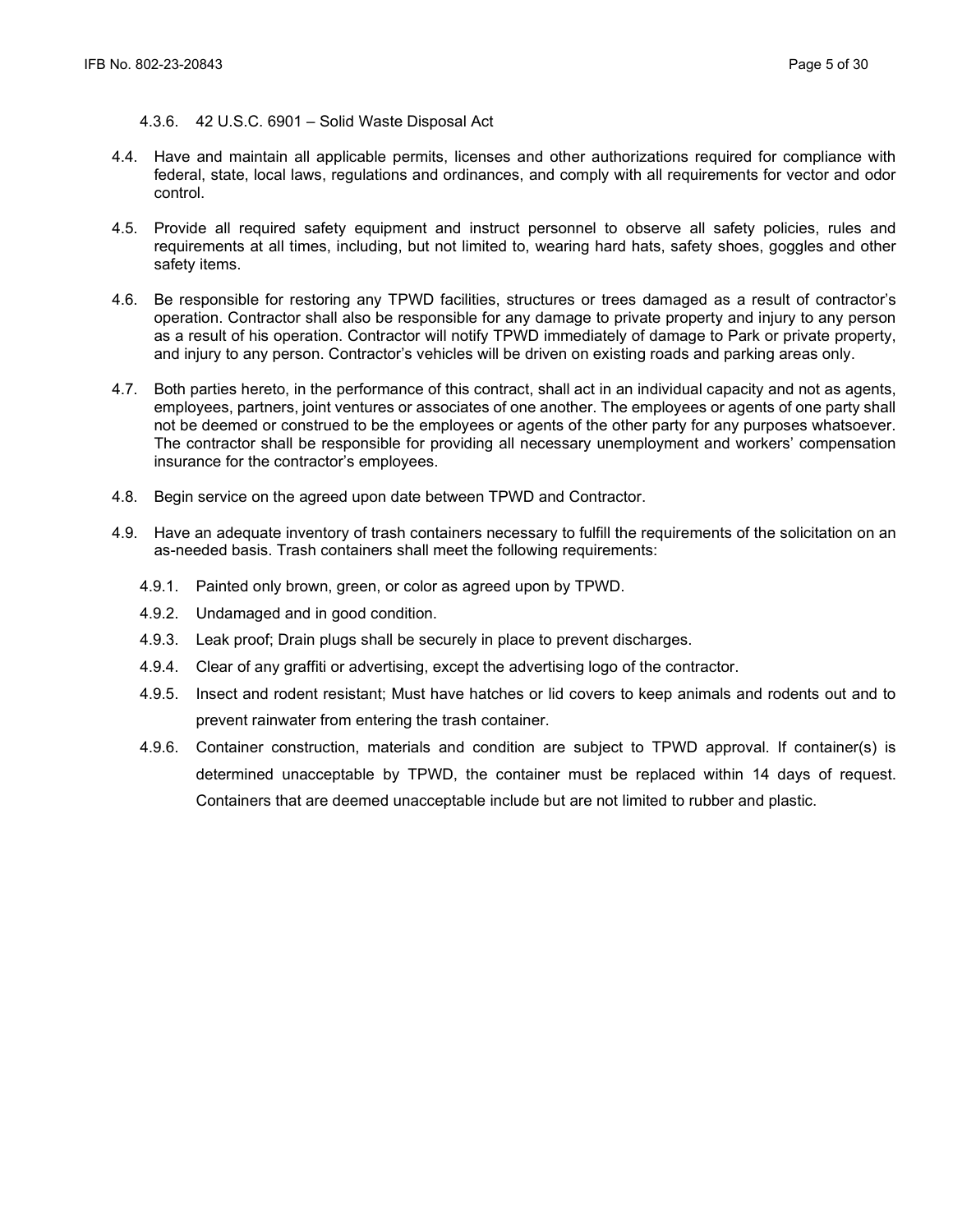4.3.6. 42 U.S.C. 6901 – Solid Waste Disposal Act

4.4. Have and maintain all applicable permits, licenses and other authorizations required for compliance with federal, state, local laws, regulations and ordinances, and comply with all requirements for vector and odor control.

4.5. Provide all required safety equipment and instruct personnel to observe all safety policies, rules and requirements at all times, including, but not limited to, wearing hard hats, safety shoes, goggles and other safety items.

4.6. Be responsible for restoring any TPWD facilities, structures or trees damaged as a result of contractor's operation. Contractor shall also be responsible for any damage to private property and injury to any person as a result of his operation. Contractor will notify TPWD immediately of damage to Park or private property, and injury to any person. Contractor's vehicles will be driven on existing roads and parking areas only.

4.7. Both parties hereto, in the performance of this contract, shall act in an individual capacity and not as agents, employees, partners, joint ventures or associates of one another. The employees or agents of one party shall not be deemed or construed to be the employees or agents of the other party for any purposes whatsoever. The contractor shall be responsible for providing all necessary unemployment and workers' compensation insurance for the contractor's employees.

4.8. Begin service on the agreed upon date between TPWD and Contractor.

4.9. Have an adequate inventory of trash containers necessary to fulfill the requirements of the solicitation on an as-needed basis. Trash containers shall meet the following requirements:

4.9.1. Painted only brown, green, or color as agreed upon by TPWD.

4.9.2. Undamaged and in good condition.

4.9.3. Leak proof; Drain plugs shall be securely in place to prevent discharges.

4.9.4. Clear of any graffiti or advertising, except the advertising logo of the contractor.

4.9.5. Insect and rodent resistant; Must have hatches or lid covers to keep animals and rodents out and to prevent rainwater from entering the trash container.

4.9.6. Container construction, materials and condition are subject to TPWD approval. If container(s) is determined unacceptable by TPWD, the container must be replaced within 14 days of request. Containers that are deemed unacceptable include but are not limited to rubber and plastic.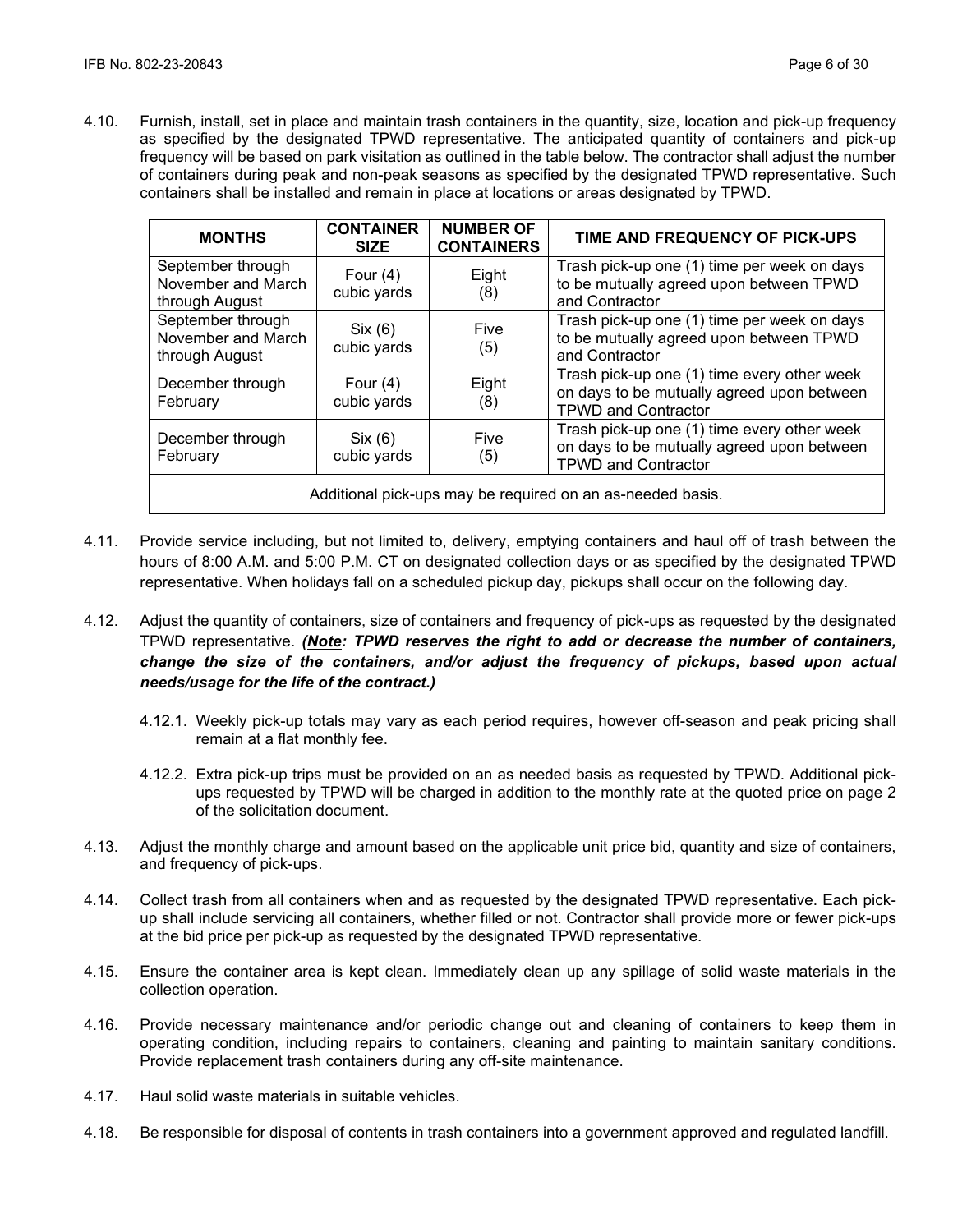4.10. Furnish, install, set in place and maintain trash containers in the quantity, size, location and pick-up frequency as specified by the designated TPWD representative. The anticipated quantity of containers and pick-up frequency will be based on park visitation as outlined in the table below. The contractor shall adjust the number of containers during peak and non-peak seasons as specified by the designated TPWD representative. Such containers shall be installed and remain in place at locations or areas designated by TPWD.

| MONTHS | CONTAINER SIZE | NUMBER OF CONTAINERS | TIME AND FREQUENCY OF PICK-UPS |
|---|---|---|---|
| September through November and March through August | Four (4) cubic yards | Eight (8) | Trash pick-up one (1) time per week on days to be mutually agreed upon between TPWD and Contractor |
| September through November and March through August | Six (6) cubic yards | Five (5) | Trash pick-up one (1) time per week on days to be mutually agreed upon between TPWD and Contractor |
| December through February | Four (4) cubic yards | Eight (8) | Trash pick-up one (1) time every other week on days to be mutually agreed upon between TPWD and Contractor |
| December through February | Six (6) cubic yards | Five (5) | Trash pick-up one (1) time every other week on days to be mutually agreed upon between TPWD and Contractor |
| Additional pick-ups may be required on an as-needed basis. | | | |

4.11. Provide service including, but not limited to, delivery, emptying containers and haul off of trash between the hours of 8:00 A.M. and 5:00 P.M. CT on designated collection days or as specified by the designated TPWD representative. When holidays fall on a scheduled pickup day, pickups shall occur on the following day.

4.12. Adjust the quantity of containers, size of containers and frequency of pick-ups as requested by the designated TPWD representative. ***(<u>Note</u>: TPWD reserves the right to add or decrease the number of containers, change the size of the containers, and/or adjust the frequency of pickups, based upon actual needs/usage for the life of the contract.)***

4.12.1. Weekly pick-up totals may vary as each period requires, however off-season and peak pricing shall remain at a flat monthly fee.

4.12.2. Extra pick-up trips must be provided on an as needed basis as requested by TPWD. Additional pick-ups requested by TPWD will be charged in addition to the monthly rate at the quoted price on page 2 of the solicitation document.

4.13. Adjust the monthly charge and amount based on the applicable unit price bid, quantity and size of containers, and frequency of pick-ups.

4.14. Collect trash from all containers when and as requested by the designated TPWD representative. Each pick-up shall include servicing all containers, whether filled or not. Contractor shall provide more or fewer pick-ups at the bid price per pick-up as requested by the designated TPWD representative.

4.15. Ensure the container area is kept clean. Immediately clean up any spillage of solid waste materials in the collection operation.

4.16. Provide necessary maintenance and/or periodic change out and cleaning of containers to keep them in operating condition, including repairs to containers, cleaning and painting to maintain sanitary conditions. Provide replacement trash containers during any off-site maintenance.

4.17. Haul solid waste materials in suitable vehicles.

4.18. Be responsible for disposal of contents in trash containers into a government approved and regulated landfill.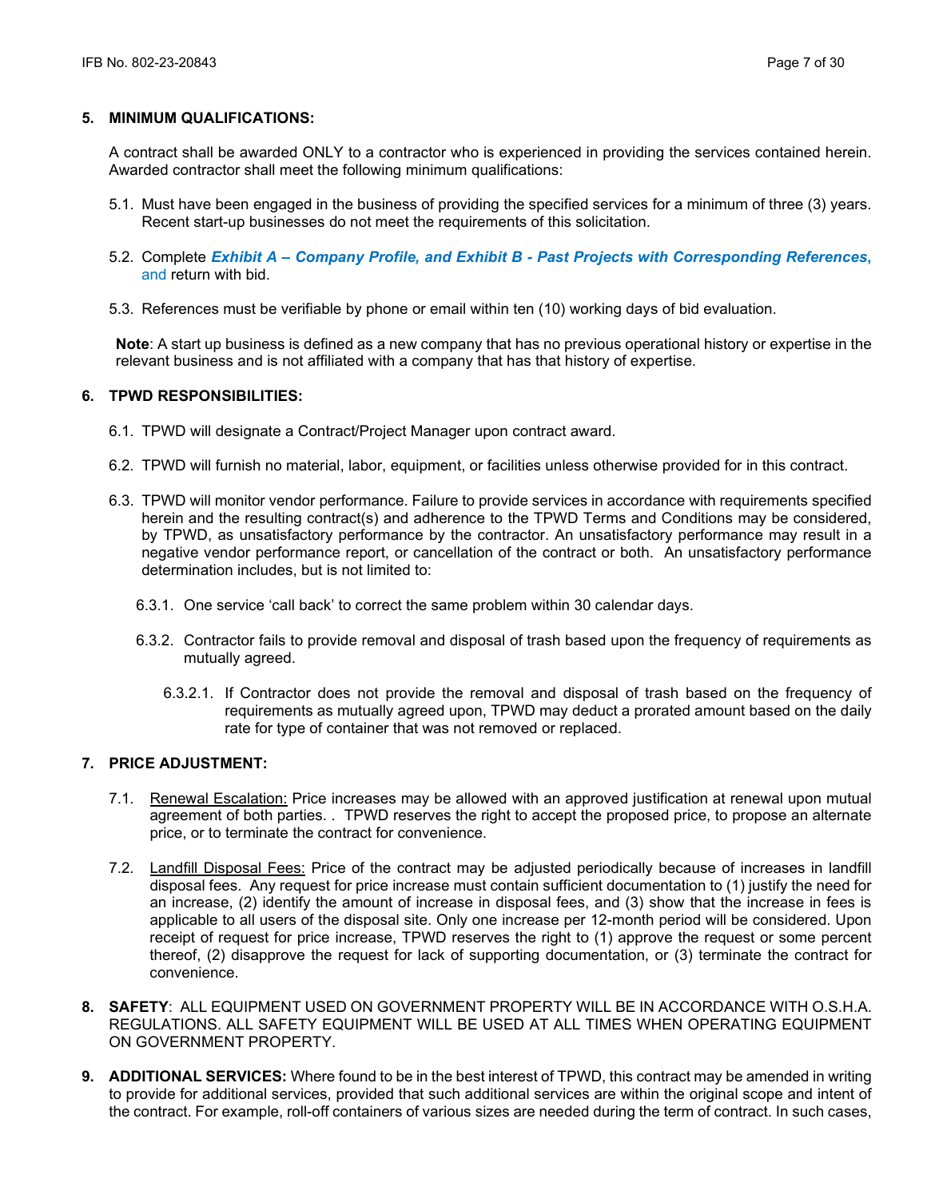## 5. MINIMUM QUALIFICATIONS:

A contract shall be awarded ONLY to a contractor who is experienced in providing the services contained herein. Awarded contractor shall meet the following minimum qualifications:

5.1. Must have been engaged in the business of providing the specified services for a minimum of three (3) years. Recent start-up businesses do not meet the requirements of this solicitation.

5.2. Complete ***Exhibit A – Company Profile, and Exhibit B - Past Projects with Corresponding References***, and return with bid.

5.3. References must be verifiable by phone or email within ten (10) working days of bid evaluation.

**Note**: A start up business is defined as a new company that has no previous operational history or expertise in the relevant business and is not affiliated with a company that has that history of expertise.

## 6. TPWD RESPONSIBILITIES:

6.1. TPWD will designate a Contract/Project Manager upon contract award.

6.2. TPWD will furnish no material, labor, equipment, or facilities unless otherwise provided for in this contract.

6.3. TPWD will monitor vendor performance. Failure to provide services in accordance with requirements specified herein and the resulting contract(s) and adherence to the TPWD Terms and Conditions may be considered, by TPWD, as unsatisfactory performance by the contractor. An unsatisfactory performance may result in a negative vendor performance report, or cancellation of the contract or both. An unsatisfactory performance determination includes, but is not limited to:

6.3.1. One service 'call back' to correct the same problem within 30 calendar days.

6.3.2. Contractor fails to provide removal and disposal of trash based upon the frequency of requirements as mutually agreed.

6.3.2.1. If Contractor does not provide the removal and disposal of trash based on the frequency of requirements as mutually agreed upon, TPWD may deduct a prorated amount based on the daily rate for type of container that was not removed or replaced.

## 7. PRICE ADJUSTMENT:

7.1. Renewal Escalation: Price increases may be allowed with an approved justification at renewal upon mutual agreement of both parties. . TPWD reserves the right to accept the proposed price, to propose an alternate price, or to terminate the contract for convenience.

7.2. Landfill Disposal Fees: Price of the contract may be adjusted periodically because of increases in landfill disposal fees. Any request for price increase must contain sufficient documentation to (1) justify the need for an increase, (2) identify the amount of increase in disposal fees, and (3) show that the increase in fees is applicable to all users of the disposal site. Only one increase per 12-month period will be considered. Upon receipt of request for price increase, TPWD reserves the right to (1) approve the request or some percent thereof, (2) disapprove the request for lack of supporting documentation, or (3) terminate the contract for convenience.

**8. SAFETY**: ALL EQUIPMENT USED ON GOVERNMENT PROPERTY WILL BE IN ACCORDANCE WITH O.S.H.A. REGULATIONS. ALL SAFETY EQUIPMENT WILL BE USED AT ALL TIMES WHEN OPERATING EQUIPMENT ON GOVERNMENT PROPERTY.

**9. ADDITIONAL SERVICES:** Where found to be in the best interest of TPWD, this contract may be amended in writing to provide for additional services, provided that such additional services are within the original scope and intent of the contract. For example, roll-off containers of various sizes are needed during the term of contract. In such cases,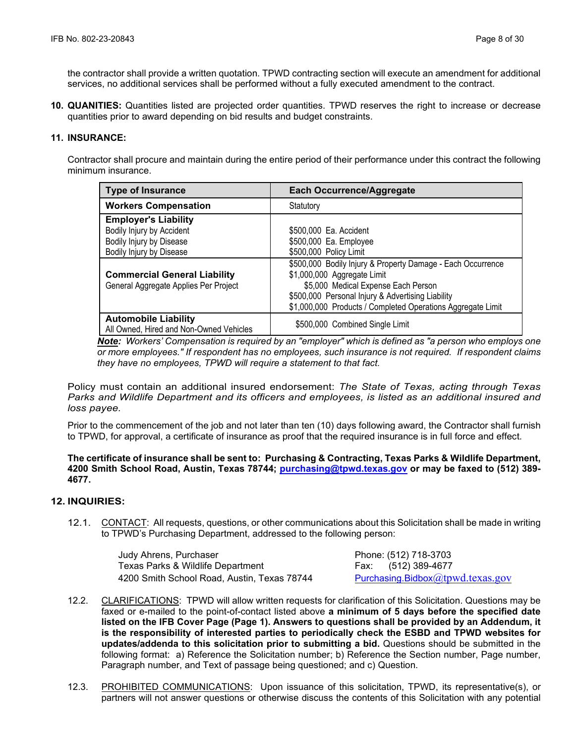the contractor shall provide a written quotation. TPWD contracting section will execute an amendment for additional services, no additional services shall be performed without a fully executed amendment to the contract.

**10. QUANITIES:** Quantities listed are projected order quantities. TPWD reserves the right to increase or decrease quantities prior to award depending on bid results and budget constraints.

**11. INSURANCE:**

Contractor shall procure and maintain during the entire period of their performance under this contract the following minimum insurance.

| Type of Insurance | Each Occurrence/Aggregate |
|---|---|
| **Workers Compensation** | Statutory |
| **Employer's Liability**<br>Bodily Injury by Accident<br>Bodily Injury by Disease<br>Bodily Injury by Disease | <br>$500,000 Ea. Accident<br>$500,000 Ea. Employee<br>$500,000 Policy Limit |
| **Commercial General Liability**<br>General Aggregate Applies Per Project | $500,000 Bodily Injury & Property Damage - Each Occurrence<br>$1,000,000 Aggregate Limit<br>$5,000 Medical Expense Each Person<br>$500,000 Personal Injury & Advertising Liability<br>$1,000,000 Products / Completed Operations Aggregate Limit |
| **Automobile Liability**<br>All Owned, Hired and Non-Owned Vehicles | $500,000 Combined Single Limit |

***Note:*** *Workers' Compensation is required by an "employer" which is defined as "a person who employs one or more employees." If respondent has no employees, such insurance is not required. If respondent claims they have no employees, TPWD will require a statement to that fact.*

Policy must contain an additional insured endorsement: *The State of Texas, acting through Texas Parks and Wildlife Department and its officers and employees, is listed as an additional insured and loss payee.*

Prior to the commencement of the job and not later than ten (10) days following award, the Contractor shall furnish to TPWD, for approval, a certificate of insurance as proof that the required insurance is in full force and effect.

**The certificate of insurance shall be sent to: Purchasing & Contracting, Texas Parks & Wildlife Department, 4200 Smith School Road, Austin, Texas 78744; purchasing@tpwd.texas.gov or may be faxed to (512) 389-4677.**

**12. INQUIRIES:**

12.1. CONTACT: All requests, questions, or other communications about this Solicitation shall be made in writing to TPWD's Purchasing Department, addressed to the following person:

Judy Ahrens, Purchaser
Texas Parks & Wildlife Department
4200 Smith School Road, Austin, Texas 78744

Phone: (512) 718-3703
Fax: (512) 389-4677
Purchasing.Bidbox@tpwd.texas.gov

12.2. CLARIFICATIONS: TPWD will allow written requests for clarification of this Solicitation. Questions may be faxed or e-mailed to the point-of-contact listed above **a minimum of 5 days before the specified date listed on the IFB Cover Page (Page 1). Answers to questions shall be provided by an Addendum, it is the responsibility of interested parties to periodically check the ESBD and TPWD websites for updates/addenda to this solicitation prior to submitting a bid.** Questions should be submitted in the following format: a) Reference the Solicitation number; b) Reference the Section number, Page number, Paragraph number, and Text of passage being questioned; and c) Question.

12.3. PROHIBITED COMMUNICATIONS: Upon issuance of this solicitation, TPWD, its representative(s), or partners will not answer questions or otherwise discuss the contents of this Solicitation with any potential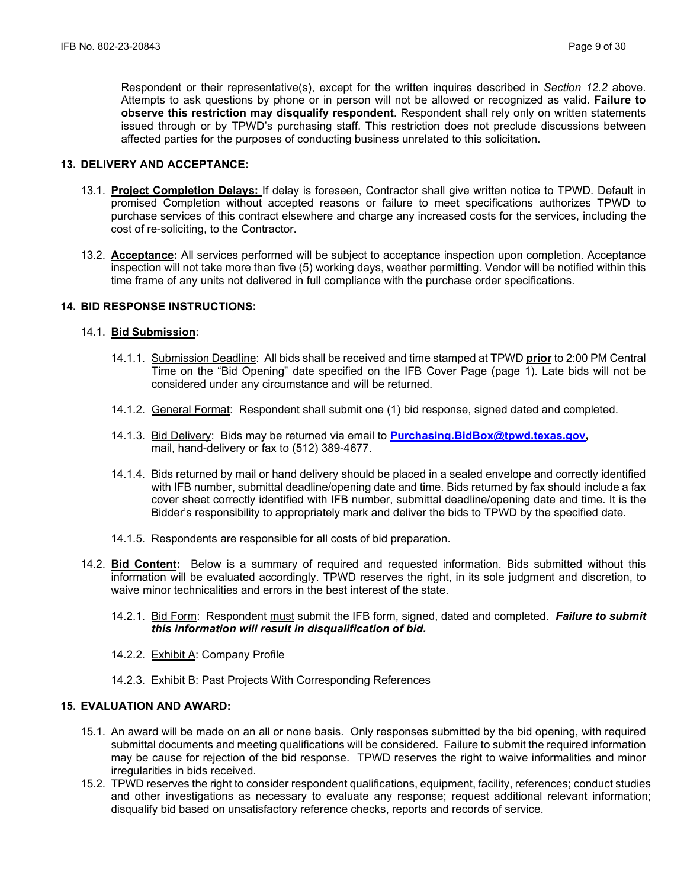Respondent or their representative(s), except for the written inquires described in *Section 12.2* above. Attempts to ask questions by phone or in person will not be allowed or recognized as valid. **Failure to observe this restriction may disqualify respondent**. Respondent shall rely only on written statements issued through or by TPWD's purchasing staff. This restriction does not preclude discussions between affected parties for the purposes of conducting business unrelated to this solicitation.

## 13. DELIVERY AND ACCEPTANCE:

13.1. **Project Completion Delays:** If delay is foreseen, Contractor shall give written notice to TPWD. Default in promised Completion without accepted reasons or failure to meet specifications authorizes TPWD to purchase services of this contract elsewhere and charge any increased costs for the services, including the cost of re-soliciting, to the Contractor.

13.2. **Acceptance:** All services performed will be subject to acceptance inspection upon completion. Acceptance inspection will not take more than five (5) working days, weather permitting. Vendor will be notified within this time frame of any units not delivered in full compliance with the purchase order specifications.

## 14. BID RESPONSE INSTRUCTIONS:

14.1. **Bid Submission**:

14.1.1. Submission Deadline: All bids shall be received and time stamped at TPWD **prior** to 2:00 PM Central Time on the "Bid Opening" date specified on the IFB Cover Page (page 1). Late bids will not be considered under any circumstance and will be returned.

14.1.2. General Format: Respondent shall submit one (1) bid response, signed dated and completed.

14.1.3. Bid Delivery: Bids may be returned via email to **Purchasing.BidBox@tpwd.texas.gov,** mail, hand-delivery or fax to (512) 389-4677.

14.1.4. Bids returned by mail or hand delivery should be placed in a sealed envelope and correctly identified with IFB number, submittal deadline/opening date and time. Bids returned by fax should include a fax cover sheet correctly identified with IFB number, submittal deadline/opening date and time. It is the Bidder's responsibility to appropriately mark and deliver the bids to TPWD by the specified date.

14.1.5. Respondents are responsible for all costs of bid preparation.

14.2. **Bid Content:** Below is a summary of required and requested information. Bids submitted without this information will be evaluated accordingly. TPWD reserves the right, in its sole judgment and discretion, to waive minor technicalities and errors in the best interest of the state.

14.2.1. Bid Form: Respondent must submit the IFB form, signed, dated and completed. ***Failure to submit this information will result in disqualification of bid.***

14.2.2. Exhibit A: Company Profile

14.2.3. Exhibit B: Past Projects With Corresponding References

## 15. EVALUATION AND AWARD:

15.1. An award will be made on an all or none basis. Only responses submitted by the bid opening, with required submittal documents and meeting qualifications will be considered. Failure to submit the required information may be cause for rejection of the bid response. TPWD reserves the right to waive informalities and minor irregularities in bids received.

15.2. TPWD reserves the right to consider respondent qualifications, equipment, facility, references; conduct studies and other investigations as necessary to evaluate any response; request additional relevant information; disqualify bid based on unsatisfactory reference checks, reports and records of service.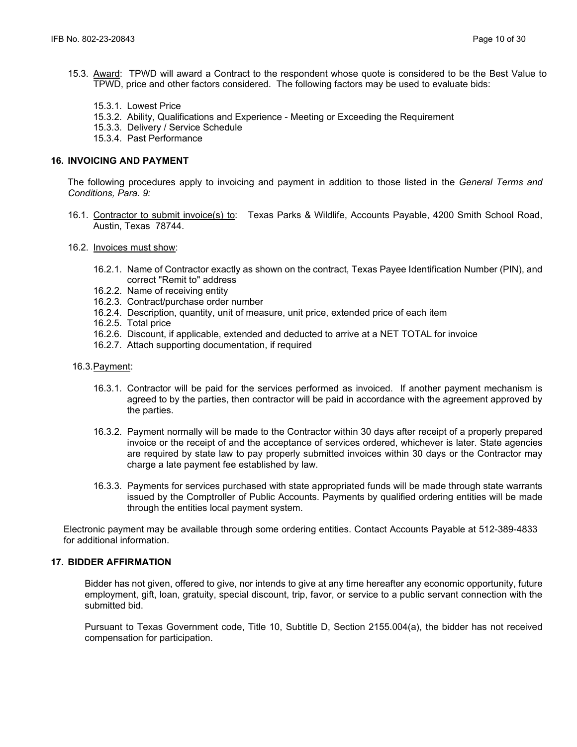15.3. Award: TPWD will award a Contract to the respondent whose quote is considered to be the Best Value to TPWD, price and other factors considered. The following factors may be used to evaluate bids:

- 15.3.1. Lowest Price
- 15.3.2. Ability, Qualifications and Experience - Meeting or Exceeding the Requirement
- 15.3.3. Delivery / Service Schedule
- 15.3.4. Past Performance

## 16. INVOICING AND PAYMENT

The following procedures apply to invoicing and payment in addition to those listed in the *General Terms and Conditions, Para. 9:*

16.1. Contractor to submit invoice(s) to: Texas Parks & Wildlife, Accounts Payable, 4200 Smith School Road, Austin, Texas 78744.

16.2. Invoices must show:

- 16.2.1. Name of Contractor exactly as shown on the contract, Texas Payee Identification Number (PIN), and correct "Remit to" address
- 16.2.2. Name of receiving entity
- 16.2.3. Contract/purchase order number
- 16.2.4. Description, quantity, unit of measure, unit price, extended price of each item
- 16.2.5. Total price
- 16.2.6. Discount, if applicable, extended and deducted to arrive at a NET TOTAL for invoice
- 16.2.7. Attach supporting documentation, if required

16.3. Payment:

16.3.1. Contractor will be paid for the services performed as invoiced. If another payment mechanism is agreed to by the parties, then contractor will be paid in accordance with the agreement approved by the parties.

16.3.2. Payment normally will be made to the Contractor within 30 days after receipt of a properly prepared invoice or the receipt of and the acceptance of services ordered, whichever is later. State agencies are required by state law to pay properly submitted invoices within 30 days or the Contractor may charge a late payment fee established by law.

16.3.3. Payments for services purchased with state appropriated funds will be made through state warrants issued by the Comptroller of Public Accounts. Payments by qualified ordering entities will be made through the entities local payment system.

Electronic payment may be available through some ordering entities. Contact Accounts Payable at 512-389-4833 for additional information.

## 17. BIDDER AFFIRMATION

Bidder has not given, offered to give, nor intends to give at any time hereafter any economic opportunity, future employment, gift, loan, gratuity, special discount, trip, favor, or service to a public servant connection with the submitted bid.

Pursuant to Texas Government code, Title 10, Subtitle D, Section 2155.004(a), the bidder has not received compensation for participation.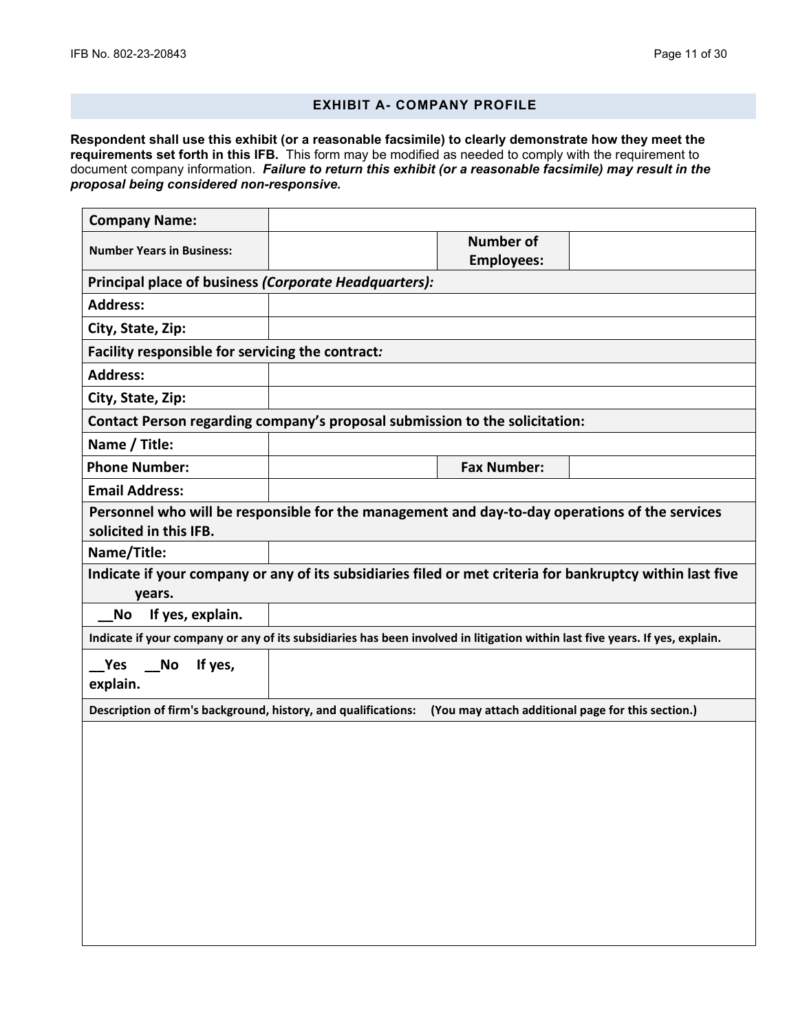## EXHIBIT A- COMPANY PROFILE

**Respondent shall use this exhibit (or a reasonable facsimile) to clearly demonstrate how they meet the requirements set forth in this IFB.** This form may be modified as needed to comply with the requirement to document company information. ***Failure to return this exhibit (or a reasonable facsimile) may result in the proposal being considered non-responsive.***

| **Company Name:** | | | |
|---|---|---|---|
| **Number Years in Business:** | | **Number of Employees:** | |
| **Principal place of business *(Corporate Headquarters):*** | | | |
| **Address:** | | | |
| **City, State, Zip:** | | | |
| **Facility responsible for servicing the contract*:*** | | | |
| **Address:** | | | |
| **City, State, Zip:** | | | |
| **Contact Person regarding company's proposal submission to the solicitation:** | | | |
| **Name / Title:** | | | |
| **Phone Number:** | | **Fax Number:** | |
| **Email Address:** | | | |
| **Personnel who will be responsible for the management and day-to-day operations of the services solicited in this IFB.** | | | |
| **Name/Title:** | | | |
| **Indicate if your company or any of its subsidiaries filed or met criteria for bankruptcy within last five years.** | | | |
| **__No If yes, explain.** | | | |
| **Indicate if your company or any of its subsidiaries has been involved in litigation within last five years. If yes, explain.** | | | |
| **__Yes __No If yes, explain.** | | | |
| **Description of firm's background, history, and qualifications: (You may attach additional page for this section.)** | | | |
| | | | |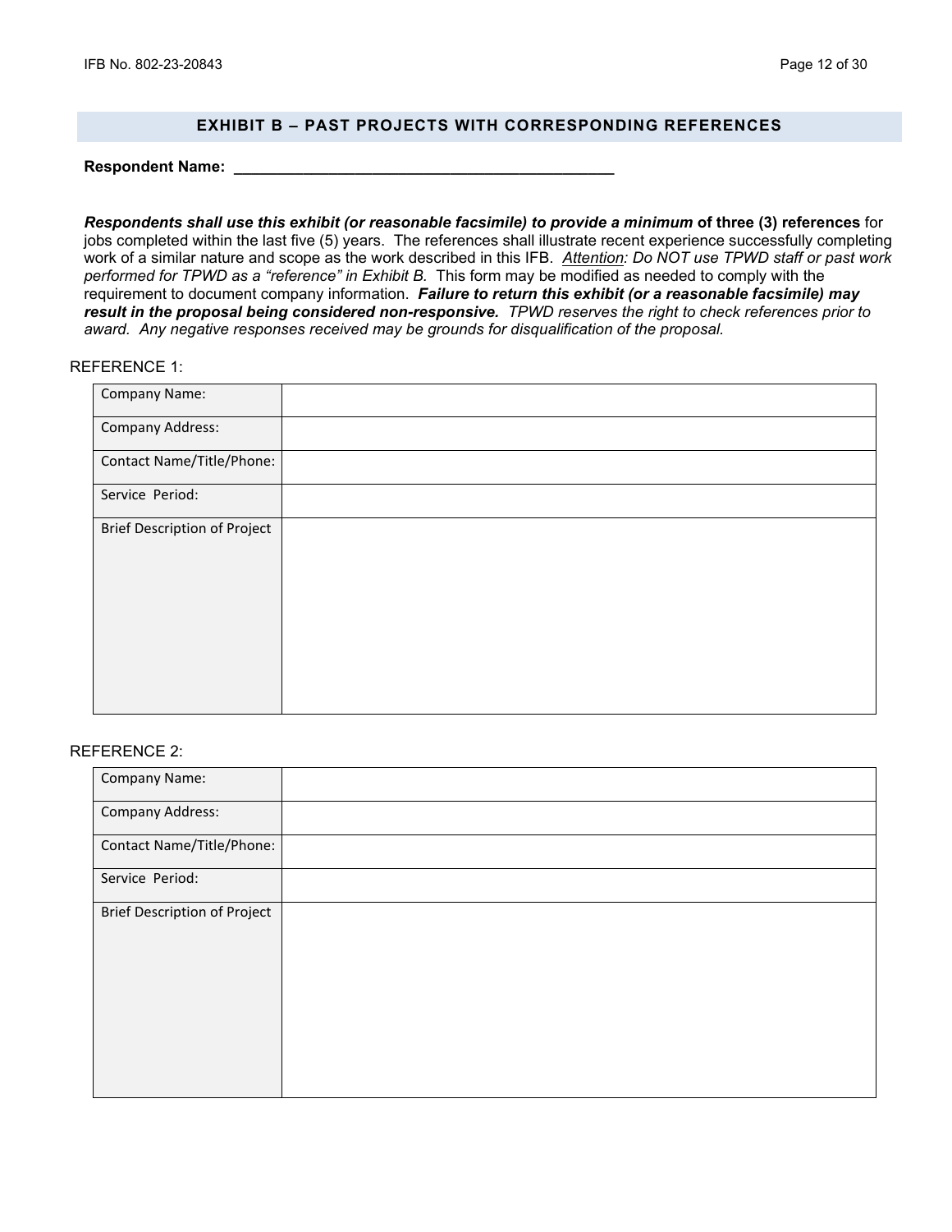## EXHIBIT B – PAST PROJECTS WITH CORRESPONDING REFERENCES

**Respondent Name: ____________________________________________**

***Respondents shall use this exhibit (or reasonable facsimile) to provide a minimum* of three (3) references** for jobs completed within the last five (5) years. The references shall illustrate recent experience successfully completing work of a similar nature and scope as the work described in this IFB. *Attention: Do NOT use TPWD staff or past work performed for TPWD as a "reference" in Exhibit B.* This form may be modified as needed to comply with the requirement to document company information. ***Failure to return this exhibit (or a reasonable facsimile) may result in the proposal being considered non-responsive.*** *TPWD reserves the right to check references prior to award. Any negative responses received may be grounds for disqualification of the proposal.*

REFERENCE 1:

| Company Name: | |
|---|---|
| Company Address: | |
| Contact Name/Title/Phone: | |
| Service Period: | |
| Brief Description of Project | |

REFERENCE 2:

| Company Name: | |
|---|---|
| Company Address: | |
| Contact Name/Title/Phone: | |
| Service Period: | |
| Brief Description of Project | |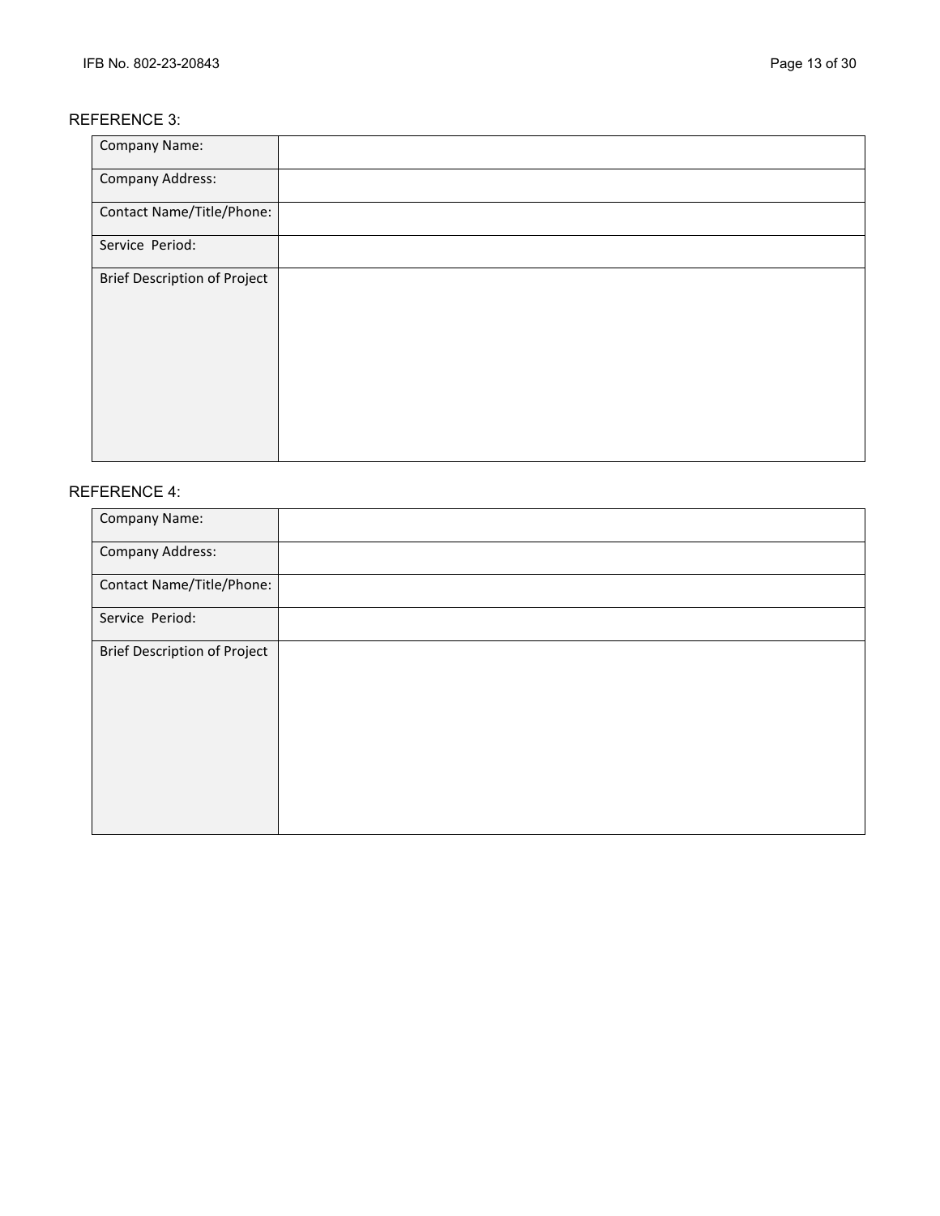REFERENCE 3:

| Company Name: | |
|---|---|
| Company Address: | |
| Contact Name/Title/Phone: | |
| Service Period: | |
| Brief Description of Project | |

REFERENCE 4:

| Company Name: | |
|---|---|
| Company Address: | |
| Contact Name/Title/Phone: | |
| Service Period: | |
| Brief Description of Project | |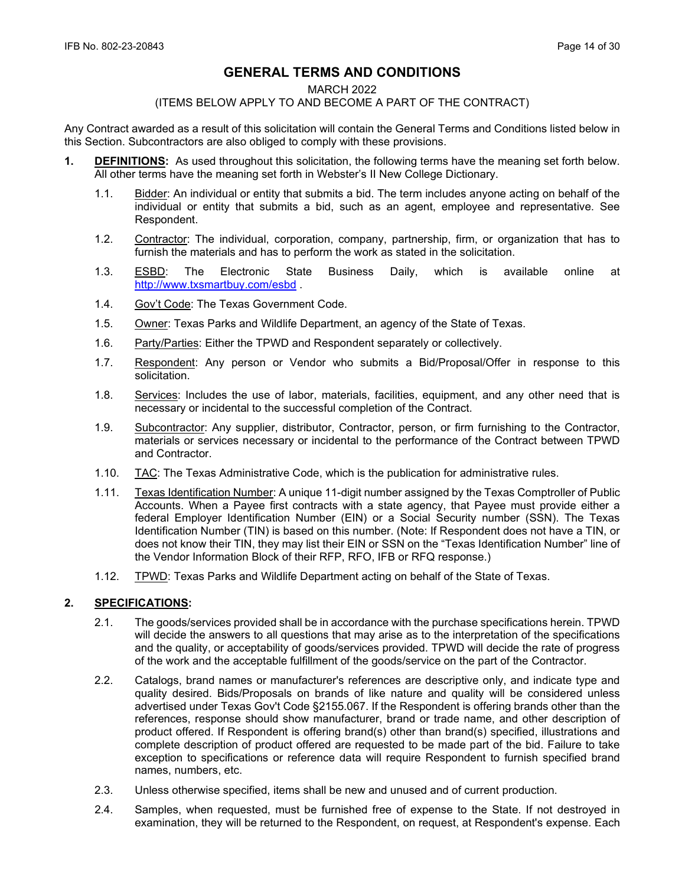# GENERAL TERMS AND CONDITIONS

MARCH 2022

(ITEMS BELOW APPLY TO AND BECOME A PART OF THE CONTRACT)

Any Contract awarded as a result of this solicitation will contain the General Terms and Conditions listed below in this Section. Subcontractors are also obliged to comply with these provisions.

**1. DEFINITIONS:** As used throughout this solicitation, the following terms have the meaning set forth below. All other terms have the meaning set forth in Webster's II New College Dictionary.

- 1.1. Bidder: An individual or entity that submits a bid. The term includes anyone acting on behalf of the individual or entity that submits a bid, such as an agent, employee and representative. See Respondent.
- 1.2. Contractor: The individual, corporation, company, partnership, firm, or organization that has to furnish the materials and has to perform the work as stated in the solicitation.
- 1.3. ESBD: The Electronic State Business Daily, which is available online at http://www.txsmartbuy.com/esbd .
- 1.4. Gov't Code: The Texas Government Code.
- 1.5. Owner: Texas Parks and Wildlife Department, an agency of the State of Texas.
- 1.6. Party/Parties: Either the TPWD and Respondent separately or collectively.
- 1.7. Respondent: Any person or Vendor who submits a Bid/Proposal/Offer in response to this solicitation.
- 1.8. Services: Includes the use of labor, materials, facilities, equipment, and any other need that is necessary or incidental to the successful completion of the Contract.
- 1.9. Subcontractor: Any supplier, distributor, Contractor, person, or firm furnishing to the Contractor, materials or services necessary or incidental to the performance of the Contract between TPWD and Contractor.
- 1.10. TAC: The Texas Administrative Code, which is the publication for administrative rules.
- 1.11. Texas Identification Number: A unique 11-digit number assigned by the Texas Comptroller of Public Accounts. When a Payee first contracts with a state agency, that Payee must provide either a federal Employer Identification Number (EIN) or a Social Security number (SSN). The Texas Identification Number (TIN) is based on this number. (Note: If Respondent does not have a TIN, or does not know their TIN, they may list their EIN or SSN on the "Texas Identification Number" line of the Vendor Information Block of their RFP, RFO, IFB or RFQ response.)
- 1.12. TPWD: Texas Parks and Wildlife Department acting on behalf of the State of Texas.

**2. SPECIFICATIONS:**

- 2.1. The goods/services provided shall be in accordance with the purchase specifications herein. TPWD will decide the answers to all questions that may arise as to the interpretation of the specifications and the quality, or acceptability of goods/services provided. TPWD will decide the rate of progress of the work and the acceptable fulfillment of the goods/service on the part of the Contractor.
- 2.2. Catalogs, brand names or manufacturer's references are descriptive only, and indicate type and quality desired. Bids/Proposals on brands of like nature and quality will be considered unless advertised under Texas Gov't Code §2155.067. If the Respondent is offering brands other than the references, response should show manufacturer, brand or trade name, and other description of product offered. If Respondent is offering brand(s) other than brand(s) specified, illustrations and complete description of product offered are requested to be made part of the bid. Failure to take exception to specifications or reference data will require Respondent to furnish specified brand names, numbers, etc.
- 2.3. Unless otherwise specified, items shall be new and unused and of current production.
- 2.4. Samples, when requested, must be furnished free of expense to the State. If not destroyed in examination, they will be returned to the Respondent, on request, at Respondent's expense. Each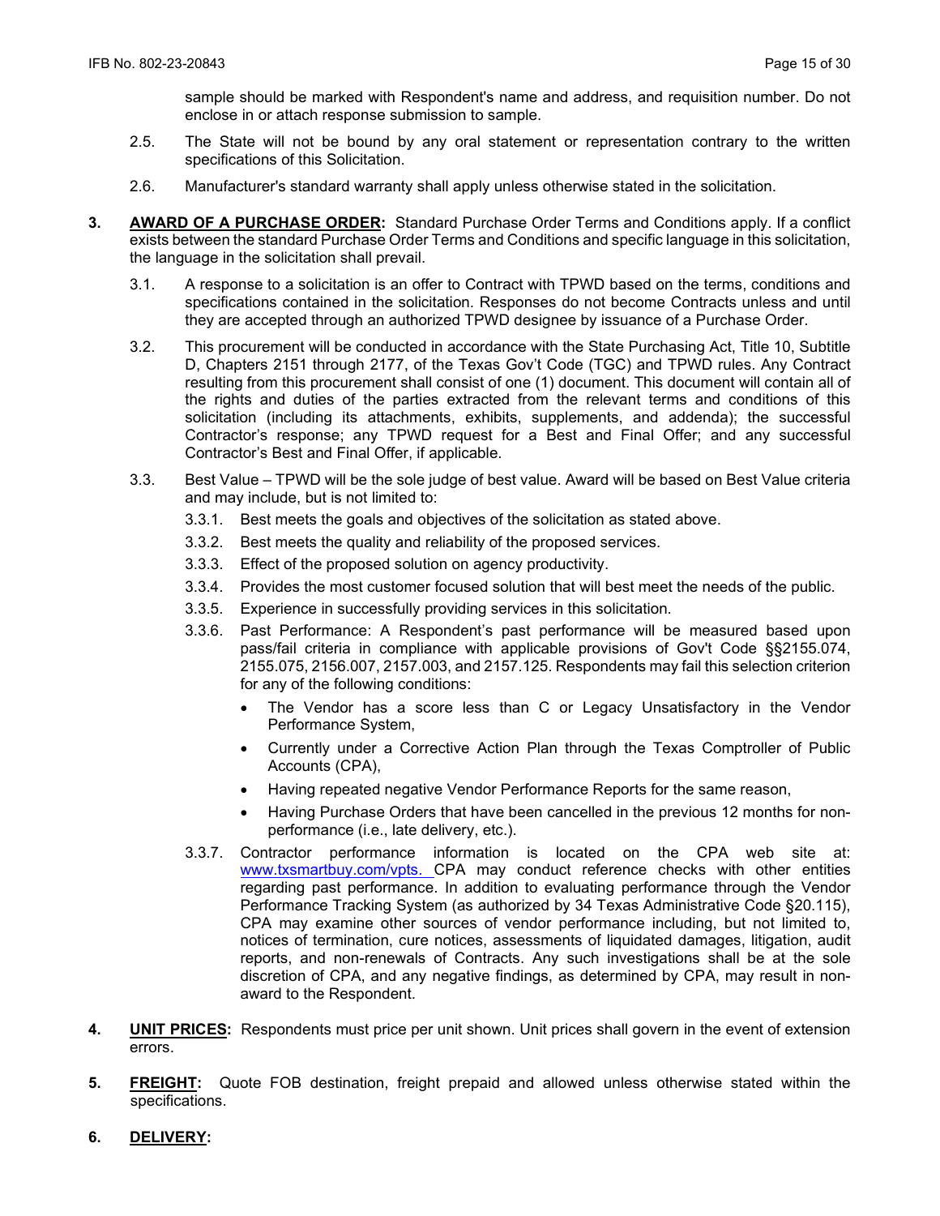sample should be marked with Respondent's name and address, and requisition number. Do not enclose in or attach response submission to sample.

2.5. The State will not be bound by any oral statement or representation contrary to the written specifications of this Solicitation.

2.6. Manufacturer's standard warranty shall apply unless otherwise stated in the solicitation.

**3. AWARD OF A PURCHASE ORDER:** Standard Purchase Order Terms and Conditions apply. If a conflict exists between the standard Purchase Order Terms and Conditions and specific language in this solicitation, the language in the solicitation shall prevail.

3.1. A response to a solicitation is an offer to Contract with TPWD based on the terms, conditions and specifications contained in the solicitation. Responses do not become Contracts unless and until they are accepted through an authorized TPWD designee by issuance of a Purchase Order.

3.2. This procurement will be conducted in accordance with the State Purchasing Act, Title 10, Subtitle D, Chapters 2151 through 2177, of the Texas Gov't Code (TGC) and TPWD rules. Any Contract resulting from this procurement shall consist of one (1) document. This document will contain all of the rights and duties of the parties extracted from the relevant terms and conditions of this solicitation (including its attachments, exhibits, supplements, and addenda); the successful Contractor's response; any TPWD request for a Best and Final Offer; and any successful Contractor's Best and Final Offer, if applicable.

3.3. Best Value – TPWD will be the sole judge of best value. Award will be based on Best Value criteria and may include, but is not limited to:

3.3.1. Best meets the goals and objectives of the solicitation as stated above.

3.3.2. Best meets the quality and reliability of the proposed services.

3.3.3. Effect of the proposed solution on agency productivity.

3.3.4. Provides the most customer focused solution that will best meet the needs of the public.

3.3.5. Experience in successfully providing services in this solicitation.

3.3.6. Past Performance: A Respondent's past performance will be measured based upon pass/fail criteria in compliance with applicable provisions of Gov't Code §§2155.074, 2155.075, 2156.007, 2157.003, and 2157.125. Respondents may fail this selection criterion for any of the following conditions:

- The Vendor has a score less than C or Legacy Unsatisfactory in the Vendor Performance System,
- Currently under a Corrective Action Plan through the Texas Comptroller of Public Accounts (CPA),
- Having repeated negative Vendor Performance Reports for the same reason,
- Having Purchase Orders that have been cancelled in the previous 12 months for non-performance (i.e., late delivery, etc.).

3.3.7. Contractor performance information is located on the CPA web site at: www.txsmartbuy.com/vpts. CPA may conduct reference checks with other entities regarding past performance. In addition to evaluating performance through the Vendor Performance Tracking System (as authorized by 34 Texas Administrative Code §20.115), CPA may examine other sources of vendor performance including, but not limited to, notices of termination, cure notices, assessments of liquidated damages, litigation, audit reports, and non-renewals of Contracts. Any such investigations shall be at the sole discretion of CPA, and any negative findings, as determined by CPA, may result in non-award to the Respondent.

**4. UNIT PRICES:** Respondents must price per unit shown. Unit prices shall govern in the event of extension errors.

**5. FREIGHT:** Quote FOB destination, freight prepaid and allowed unless otherwise stated within the specifications.

**6. DELIVERY:**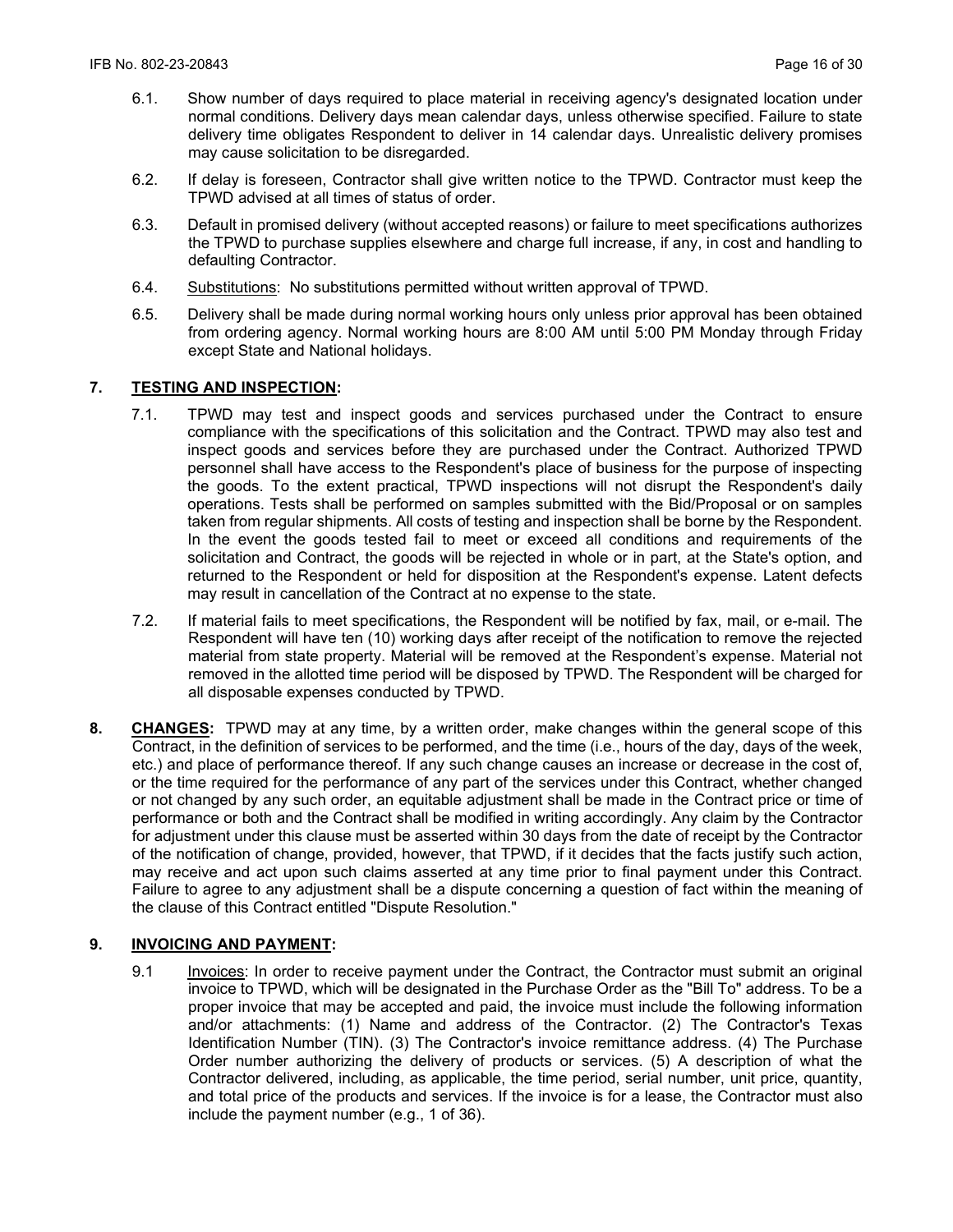6.1. Show number of days required to place material in receiving agency's designated location under normal conditions. Delivery days mean calendar days, unless otherwise specified. Failure to state delivery time obligates Respondent to deliver in 14 calendar days. Unrealistic delivery promises may cause solicitation to be disregarded.

6.2. If delay is foreseen, Contractor shall give written notice to the TPWD. Contractor must keep the TPWD advised at all times of status of order.

6.3. Default in promised delivery (without accepted reasons) or failure to meet specifications authorizes the TPWD to purchase supplies elsewhere and charge full increase, if any, in cost and handling to defaulting Contractor.

6.4. Substitutions: No substitutions permitted without written approval of TPWD.

6.5. Delivery shall be made during normal working hours only unless prior approval has been obtained from ordering agency. Normal working hours are 8:00 AM until 5:00 PM Monday through Friday except State and National holidays.

## 7. TESTING AND INSPECTION:

7.1. TPWD may test and inspect goods and services purchased under the Contract to ensure compliance with the specifications of this solicitation and the Contract. TPWD may also test and inspect goods and services before they are purchased under the Contract. Authorized TPWD personnel shall have access to the Respondent's place of business for the purpose of inspecting the goods. To the extent practical, TPWD inspections will not disrupt the Respondent's daily operations. Tests shall be performed on samples submitted with the Bid/Proposal or on samples taken from regular shipments. All costs of testing and inspection shall be borne by the Respondent. In the event the goods tested fail to meet or exceed all conditions and requirements of the solicitation and Contract, the goods will be rejected in whole or in part, at the State's option, and returned to the Respondent or held for disposition at the Respondent's expense. Latent defects may result in cancellation of the Contract at no expense to the state.

7.2. If material fails to meet specifications, the Respondent will be notified by fax, mail, or e-mail. The Respondent will have ten (10) working days after receipt of the notification to remove the rejected material from state property. Material will be removed at the Respondent's expense. Material not removed in the allotted time period will be disposed by TPWD. The Respondent will be charged for all disposable expenses conducted by TPWD.

**8. CHANGES:** TPWD may at any time, by a written order, make changes within the general scope of this Contract, in the definition of services to be performed, and the time (i.e., hours of the day, days of the week, etc.) and place of performance thereof. If any such change causes an increase or decrease in the cost of, or the time required for the performance of any part of the services under this Contract, whether changed or not changed by any such order, an equitable adjustment shall be made in the Contract price or time of performance or both and the Contract shall be modified in writing accordingly. Any claim by the Contractor for adjustment under this clause must be asserted within 30 days from the date of receipt by the Contractor of the notification of change, provided, however, that TPWD, if it decides that the facts justify such action, may receive and act upon such claims asserted at any time prior to final payment under this Contract. Failure to agree to any adjustment shall be a dispute concerning a question of fact within the meaning of the clause of this Contract entitled "Dispute Resolution."

## 9. INVOICING AND PAYMENT:

9.1 Invoices: In order to receive payment under the Contract, the Contractor must submit an original invoice to TPWD, which will be designated in the Purchase Order as the "Bill To" address. To be a proper invoice that may be accepted and paid, the invoice must include the following information and/or attachments: (1) Name and address of the Contractor. (2) The Contractor's Texas Identification Number (TIN). (3) The Contractor's invoice remittance address. (4) The Purchase Order number authorizing the delivery of products or services. (5) A description of what the Contractor delivered, including, as applicable, the time period, serial number, unit price, quantity, and total price of the products and services. If the invoice is for a lease, the Contractor must also include the payment number (e.g., 1 of 36).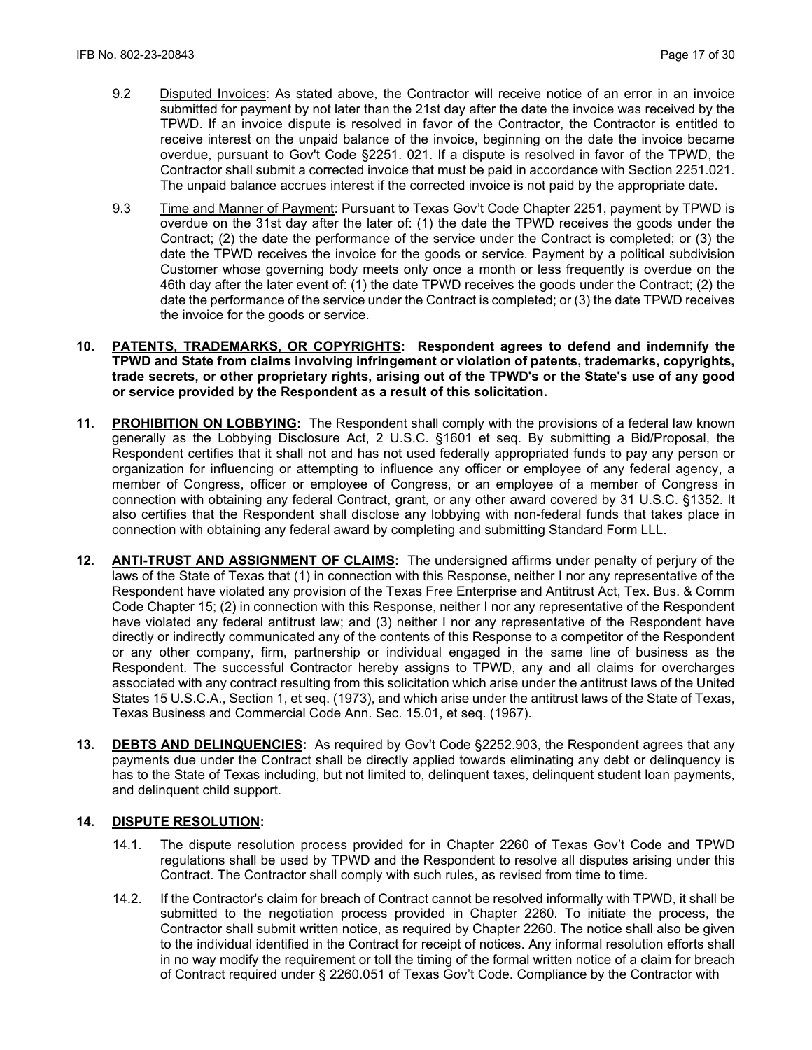9.2 Disputed Invoices: As stated above, the Contractor will receive notice of an error in an invoice submitted for payment by not later than the 21st day after the date the invoice was received by the TPWD. If an invoice dispute is resolved in favor of the Contractor, the Contractor is entitled to receive interest on the unpaid balance of the invoice, beginning on the date the invoice became overdue, pursuant to Gov't Code §2251. 021. If a dispute is resolved in favor of the TPWD, the Contractor shall submit a corrected invoice that must be paid in accordance with Section 2251.021. The unpaid balance accrues interest if the corrected invoice is not paid by the appropriate date.

9.3 Time and Manner of Payment: Pursuant to Texas Gov't Code Chapter 2251, payment by TPWD is overdue on the 31st day after the later of: (1) the date the TPWD receives the goods under the Contract; (2) the date the performance of the service under the Contract is completed; or (3) the date the TPWD receives the invoice for the goods or service. Payment by a political subdivision Customer whose governing body meets only once a month or less frequently is overdue on the 46th day after the later event of: (1) the date TPWD receives the goods under the Contract; (2) the date the performance of the service under the Contract is completed; or (3) the date TPWD receives the invoice for the goods or service.

**10. PATENTS, TRADEMARKS, OR COPYRIGHTS: Respondent agrees to defend and indemnify the TPWD and State from claims involving infringement or violation of patents, trademarks, copyrights, trade secrets, or other proprietary rights, arising out of the TPWD's or the State's use of any good or service provided by the Respondent as a result of this solicitation.**

**11. PROHIBITION ON LOBBYING:** The Respondent shall comply with the provisions of a federal law known generally as the Lobbying Disclosure Act, 2 U.S.C. §1601 et seq. By submitting a Bid/Proposal, the Respondent certifies that it shall not and has not used federally appropriated funds to pay any person or organization for influencing or attempting to influence any officer or employee of any federal agency, a member of Congress, officer or employee of Congress, or an employee of a member of Congress in connection with obtaining any federal Contract, grant, or any other award covered by 31 U.S.C. §1352. It also certifies that the Respondent shall disclose any lobbying with non-federal funds that takes place in connection with obtaining any federal award by completing and submitting Standard Form LLL.

**12. ANTI-TRUST AND ASSIGNMENT OF CLAIMS:** The undersigned affirms under penalty of perjury of the laws of the State of Texas that (1) in connection with this Response, neither I nor any representative of the Respondent have violated any provision of the Texas Free Enterprise and Antitrust Act, Tex. Bus. & Comm Code Chapter 15; (2) in connection with this Response, neither I nor any representative of the Respondent have violated any federal antitrust law; and (3) neither I nor any representative of the Respondent have directly or indirectly communicated any of the contents of this Response to a competitor of the Respondent or any other company, firm, partnership or individual engaged in the same line of business as the Respondent. The successful Contractor hereby assigns to TPWD, any and all claims for overcharges associated with any contract resulting from this solicitation which arise under the antitrust laws of the United States 15 U.S.C.A., Section 1, et seq. (1973), and which arise under the antitrust laws of the State of Texas, Texas Business and Commercial Code Ann. Sec. 15.01, et seq. (1967).

**13. DEBTS AND DELINQUENCIES:** As required by Gov't Code §2252.903, the Respondent agrees that any payments due under the Contract shall be directly applied towards eliminating any debt or delinquency is has to the State of Texas including, but not limited to, delinquent taxes, delinquent student loan payments, and delinquent child support.

**14. DISPUTE RESOLUTION:**

14.1. The dispute resolution process provided for in Chapter 2260 of Texas Gov't Code and TPWD regulations shall be used by TPWD and the Respondent to resolve all disputes arising under this Contract. The Contractor shall comply with such rules, as revised from time to time.

14.2. If the Contractor's claim for breach of Contract cannot be resolved informally with TPWD, it shall be submitted to the negotiation process provided in Chapter 2260. To initiate the process, the Contractor shall submit written notice, as required by Chapter 2260. The notice shall also be given to the individual identified in the Contract for receipt of notices. Any informal resolution efforts shall in no way modify the requirement or toll the timing of the formal written notice of a claim for breach of Contract required under § 2260.051 of Texas Gov't Code. Compliance by the Contractor with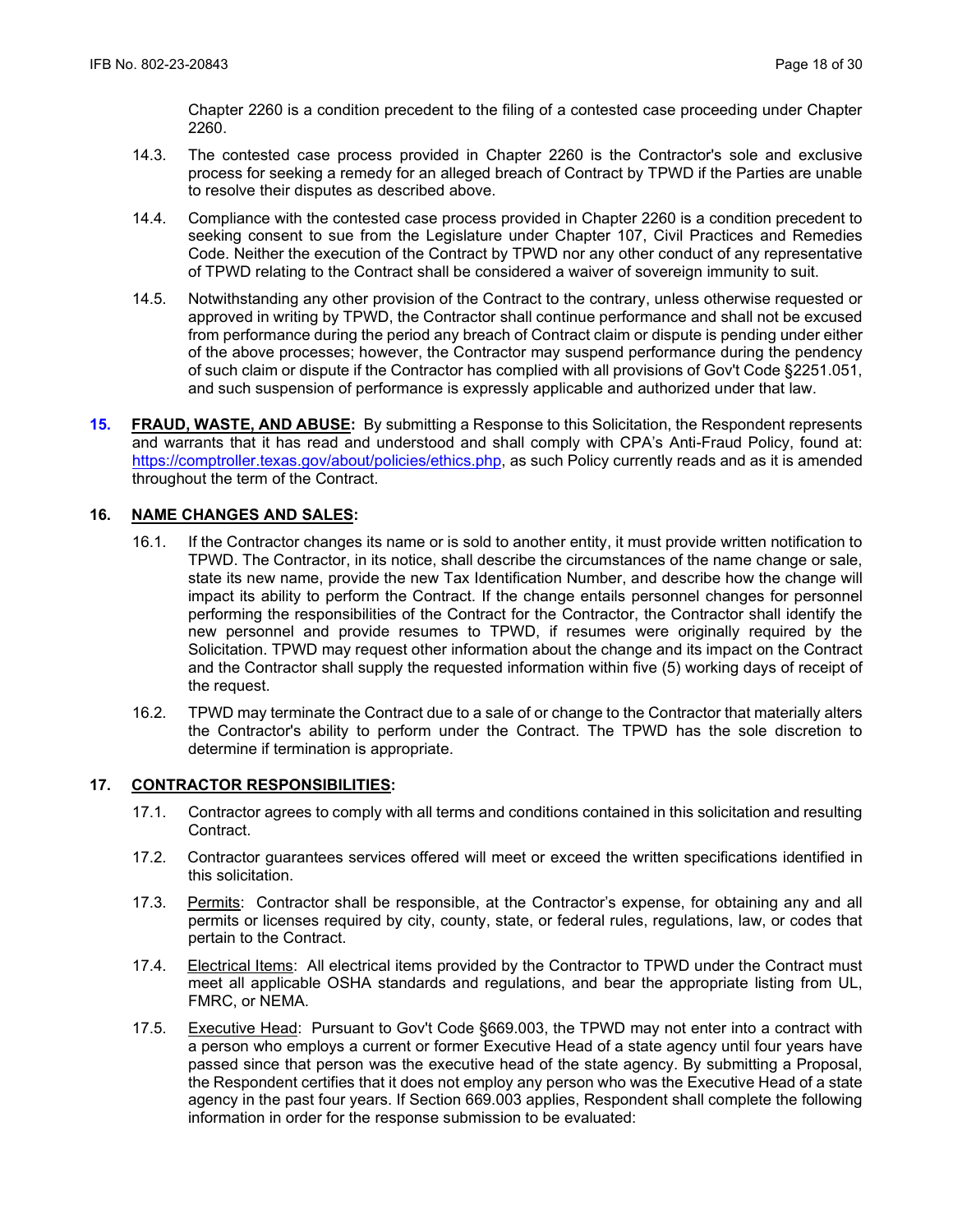Chapter 2260 is a condition precedent to the filing of a contested case proceeding under Chapter 2260.

14.3. The contested case process provided in Chapter 2260 is the Contractor's sole and exclusive process for seeking a remedy for an alleged breach of Contract by TPWD if the Parties are unable to resolve their disputes as described above.

14.4. Compliance with the contested case process provided in Chapter 2260 is a condition precedent to seeking consent to sue from the Legislature under Chapter 107, Civil Practices and Remedies Code. Neither the execution of the Contract by TPWD nor any other conduct of any representative of TPWD relating to the Contract shall be considered a waiver of sovereign immunity to suit.

14.5. Notwithstanding any other provision of the Contract to the contrary, unless otherwise requested or approved in writing by TPWD, the Contractor shall continue performance and shall not be excused from performance during the period any breach of Contract claim or dispute is pending under either of the above processes; however, the Contractor may suspend performance during the pendency of such claim or dispute if the Contractor has complied with all provisions of Gov't Code §2251.051, and such suspension of performance is expressly applicable and authorized under that law.

**15. FRAUD, WASTE, AND ABUSE:** By submitting a Response to this Solicitation, the Respondent represents and warrants that it has read and understood and shall comply with CPA's Anti-Fraud Policy, found at: https://comptroller.texas.gov/about/policies/ethics.php, as such Policy currently reads and as it is amended throughout the term of the Contract.

**16. NAME CHANGES AND SALES:**

16.1. If the Contractor changes its name or is sold to another entity, it must provide written notification to TPWD. The Contractor, in its notice, shall describe the circumstances of the name change or sale, state its new name, provide the new Tax Identification Number, and describe how the change will impact its ability to perform the Contract. If the change entails personnel changes for personnel performing the responsibilities of the Contract for the Contractor, the Contractor shall identify the new personnel and provide resumes to TPWD, if resumes were originally required by the Solicitation. TPWD may request other information about the change and its impact on the Contract and the Contractor shall supply the requested information within five (5) working days of receipt of the request.

16.2. TPWD may terminate the Contract due to a sale of or change to the Contractor that materially alters the Contractor's ability to perform under the Contract. The TPWD has the sole discretion to determine if termination is appropriate.

**17. CONTRACTOR RESPONSIBILITIES:**

17.1. Contractor agrees to comply with all terms and conditions contained in this solicitation and resulting Contract.

17.2. Contractor guarantees services offered will meet or exceed the written specifications identified in this solicitation.

17.3. Permits: Contractor shall be responsible, at the Contractor's expense, for obtaining any and all permits or licenses required by city, county, state, or federal rules, regulations, law, or codes that pertain to the Contract.

17.4. Electrical Items: All electrical items provided by the Contractor to TPWD under the Contract must meet all applicable OSHA standards and regulations, and bear the appropriate listing from UL, FMRC, or NEMA.

17.5. Executive Head: Pursuant to Gov't Code §669.003, the TPWD may not enter into a contract with a person who employs a current or former Executive Head of a state agency until four years have passed since that person was the executive head of the state agency. By submitting a Proposal, the Respondent certifies that it does not employ any person who was the Executive Head of a state agency in the past four years. If Section 669.003 applies, Respondent shall complete the following information in order for the response submission to be evaluated: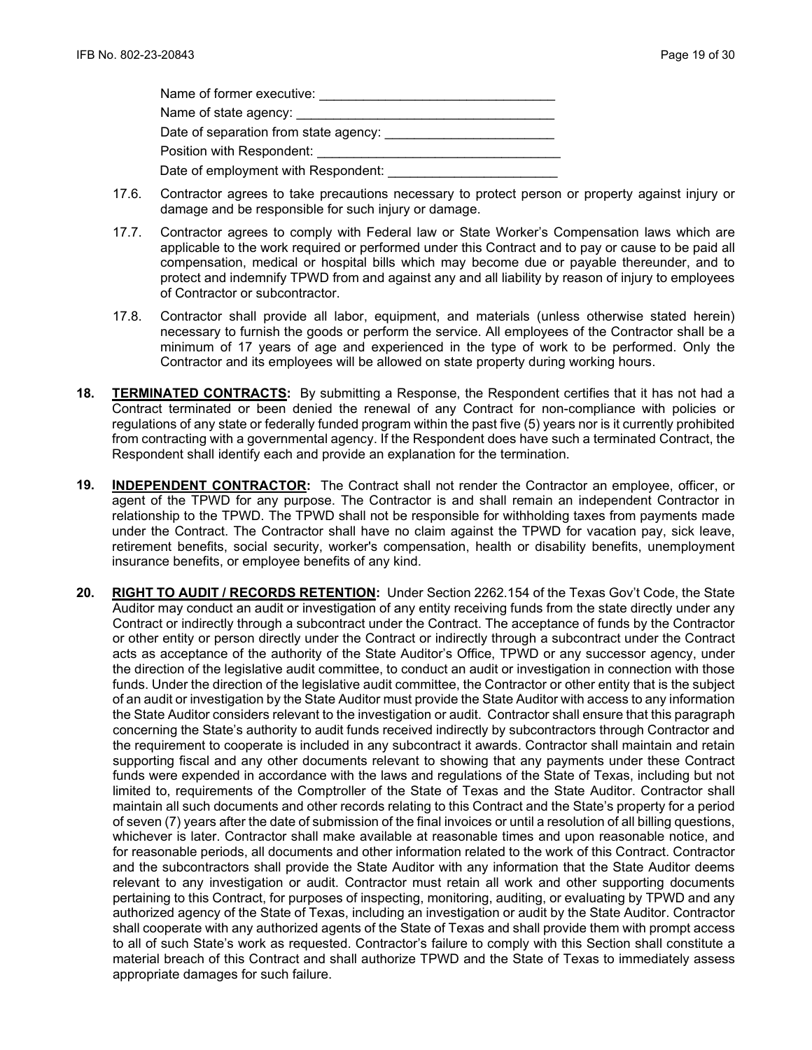Name of former executive: ________________________________

Name of state agency: ___________________________________

Date of separation from state agency: _______________________

Position with Respondent: _________________________________

Date of employment with Respondent: _______________________

17.6. Contractor agrees to take precautions necessary to protect person or property against injury or damage and be responsible for such injury or damage.

17.7. Contractor agrees to comply with Federal law or State Worker's Compensation laws which are applicable to the work required or performed under this Contract and to pay or cause to be paid all compensation, medical or hospital bills which may become due or payable thereunder, and to protect and indemnify TPWD from and against any and all liability by reason of injury to employees of Contractor or subcontractor.

17.8. Contractor shall provide all labor, equipment, and materials (unless otherwise stated herein) necessary to furnish the goods or perform the service. All employees of the Contractor shall be a minimum of 17 years of age and experienced in the type of work to be performed. Only the Contractor and its employees will be allowed on state property during working hours.

**18. TERMINATED CONTRACTS:** By submitting a Response, the Respondent certifies that it has not had a Contract terminated or been denied the renewal of any Contract for non-compliance with policies or regulations of any state or federally funded program within the past five (5) years nor is it currently prohibited from contracting with a governmental agency. If the Respondent does have such a terminated Contract, the Respondent shall identify each and provide an explanation for the termination.

**19. INDEPENDENT CONTRACTOR:** The Contract shall not render the Contractor an employee, officer, or agent of the TPWD for any purpose. The Contractor is and shall remain an independent Contractor in relationship to the TPWD. The TPWD shall not be responsible for withholding taxes from payments made under the Contract. The Contractor shall have no claim against the TPWD for vacation pay, sick leave, retirement benefits, social security, worker's compensation, health or disability benefits, unemployment insurance benefits, or employee benefits of any kind.

**20. RIGHT TO AUDIT / RECORDS RETENTION:** Under Section 2262.154 of the Texas Gov't Code, the State Auditor may conduct an audit or investigation of any entity receiving funds from the state directly under any Contract or indirectly through a subcontract under the Contract. The acceptance of funds by the Contractor or other entity or person directly under the Contract or indirectly through a subcontract under the Contract acts as acceptance of the authority of the State Auditor's Office, TPWD or any successor agency, under the direction of the legislative audit committee, to conduct an audit or investigation in connection with those funds. Under the direction of the legislative audit committee, the Contractor or other entity that is the subject of an audit or investigation by the State Auditor must provide the State Auditor with access to any information the State Auditor considers relevant to the investigation or audit. Contractor shall ensure that this paragraph concerning the State's authority to audit funds received indirectly by subcontractors through Contractor and the requirement to cooperate is included in any subcontract it awards. Contractor shall maintain and retain supporting fiscal and any other documents relevant to showing that any payments under these Contract funds were expended in accordance with the laws and regulations of the State of Texas, including but not limited to, requirements of the Comptroller of the State of Texas and the State Auditor. Contractor shall maintain all such documents and other records relating to this Contract and the State's property for a period of seven (7) years after the date of submission of the final invoices or until a resolution of all billing questions, whichever is later. Contractor shall make available at reasonable times and upon reasonable notice, and for reasonable periods, all documents and other information related to the work of this Contract. Contractor and the subcontractors shall provide the State Auditor with any information that the State Auditor deems relevant to any investigation or audit. Contractor must retain all work and other supporting documents pertaining to this Contract, for purposes of inspecting, monitoring, auditing, or evaluating by TPWD and any authorized agency of the State of Texas, including an investigation or audit by the State Auditor. Contractor shall cooperate with any authorized agents of the State of Texas and shall provide them with prompt access to all of such State's work as requested. Contractor's failure to comply with this Section shall constitute a material breach of this Contract and shall authorize TPWD and the State of Texas to immediately assess appropriate damages for such failure.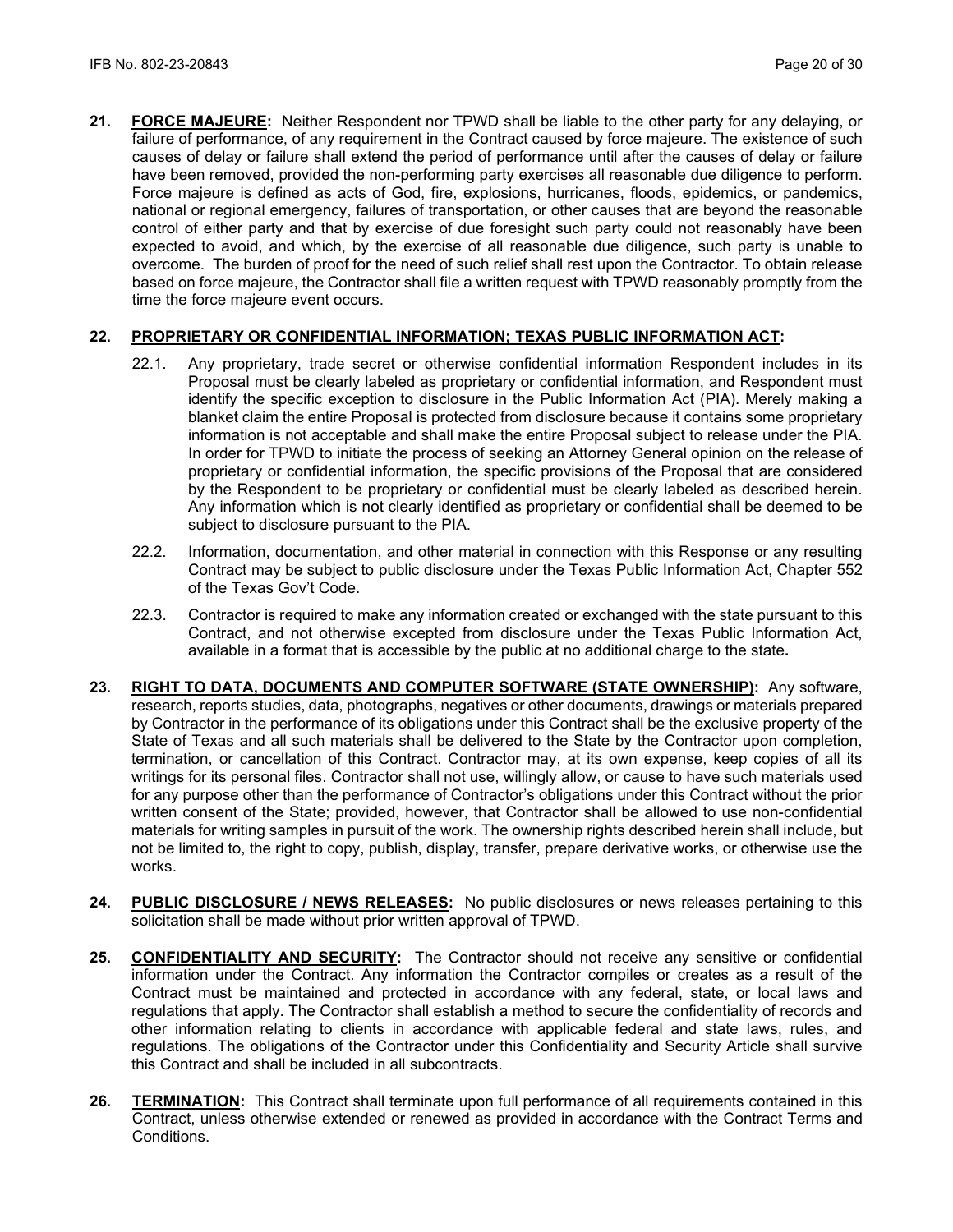**21. FORCE MAJEURE:** Neither Respondent nor TPWD shall be liable to the other party for any delaying, or failure of performance, of any requirement in the Contract caused by force majeure. The existence of such causes of delay or failure shall extend the period of performance until after the causes of delay or failure have been removed, provided the non-performing party exercises all reasonable due diligence to perform. Force majeure is defined as acts of God, fire, explosions, hurricanes, floods, epidemics, or pandemics, national or regional emergency, failures of transportation, or other causes that are beyond the reasonable control of either party and that by exercise of due foresight such party could not reasonably have been expected to avoid, and which, by the exercise of all reasonable due diligence, such party is unable to overcome. The burden of proof for the need of such relief shall rest upon the Contractor. To obtain release based on force majeure, the Contractor shall file a written request with TPWD reasonably promptly from the time the force majeure event occurs.

**22. PROPRIETARY OR CONFIDENTIAL INFORMATION; TEXAS PUBLIC INFORMATION ACT:**

22.1. Any proprietary, trade secret or otherwise confidential information Respondent includes in its Proposal must be clearly labeled as proprietary or confidential information, and Respondent must identify the specific exception to disclosure in the Public Information Act (PIA). Merely making a blanket claim the entire Proposal is protected from disclosure because it contains some proprietary information is not acceptable and shall make the entire Proposal subject to release under the PIA. In order for TPWD to initiate the process of seeking an Attorney General opinion on the release of proprietary or confidential information, the specific provisions of the Proposal that are considered by the Respondent to be proprietary or confidential must be clearly labeled as described herein. Any information which is not clearly identified as proprietary or confidential shall be deemed to be subject to disclosure pursuant to the PIA.

22.2. Information, documentation, and other material in connection with this Response or any resulting Contract may be subject to public disclosure under the Texas Public Information Act, Chapter 552 of the Texas Gov't Code.

22.3. Contractor is required to make any information created or exchanged with the state pursuant to this Contract, and not otherwise excepted from disclosure under the Texas Public Information Act, available in a format that is accessible by the public at no additional charge to the state.

**23. RIGHT TO DATA, DOCUMENTS AND COMPUTER SOFTWARE (STATE OWNERSHIP):** Any software, research, reports studies, data, photographs, negatives or other documents, drawings or materials prepared by Contractor in the performance of its obligations under this Contract shall be the exclusive property of the State of Texas and all such materials shall be delivered to the State by the Contractor upon completion, termination, or cancellation of this Contract. Contractor may, at its own expense, keep copies of all its writings for its personal files. Contractor shall not use, willingly allow, or cause to have such materials used for any purpose other than the performance of Contractor's obligations under this Contract without the prior written consent of the State; provided, however, that Contractor shall be allowed to use non-confidential materials for writing samples in pursuit of the work. The ownership rights described herein shall include, but not be limited to, the right to copy, publish, display, transfer, prepare derivative works, or otherwise use the works.

**24. PUBLIC DISCLOSURE / NEWS RELEASES:** No public disclosures or news releases pertaining to this solicitation shall be made without prior written approval of TPWD.

**25. CONFIDENTIALITY AND SECURITY:** The Contractor should not receive any sensitive or confidential information under the Contract. Any information the Contractor compiles or creates as a result of the Contract must be maintained and protected in accordance with any federal, state, or local laws and regulations that apply. The Contractor shall establish a method to secure the confidentiality of records and other information relating to clients in accordance with applicable federal and state laws, rules, and regulations. The obligations of the Contractor under this Confidentiality and Security Article shall survive this Contract and shall be included in all subcontracts.

**26. TERMINATION:** This Contract shall terminate upon full performance of all requirements contained in this Contract, unless otherwise extended or renewed as provided in accordance with the Contract Terms and Conditions.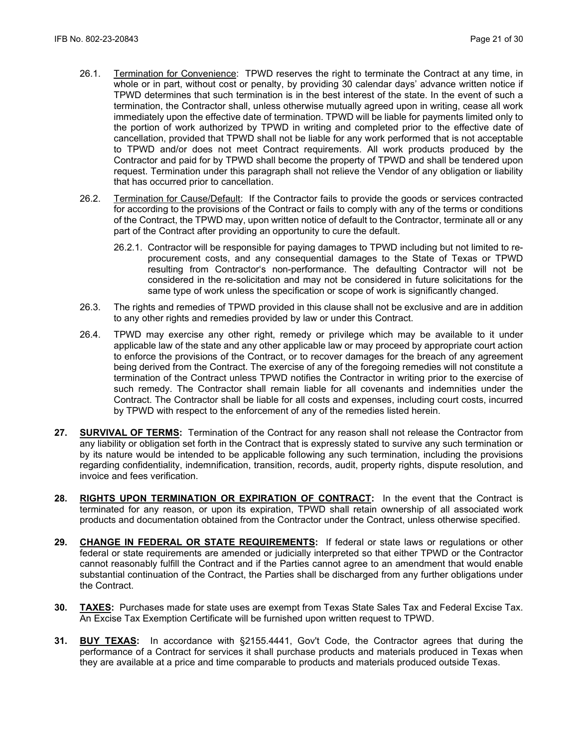26.1. Termination for Convenience: TPWD reserves the right to terminate the Contract at any time, in whole or in part, without cost or penalty, by providing 30 calendar days' advance written notice if TPWD determines that such termination is in the best interest of the state. In the event of such a termination, the Contractor shall, unless otherwise mutually agreed upon in writing, cease all work immediately upon the effective date of termination. TPWD will be liable for payments limited only to the portion of work authorized by TPWD in writing and completed prior to the effective date of cancellation, provided that TPWD shall not be liable for any work performed that is not acceptable to TPWD and/or does not meet Contract requirements. All work products produced by the Contractor and paid for by TPWD shall become the property of TPWD and shall be tendered upon request. Termination under this paragraph shall not relieve the Vendor of any obligation or liability that has occurred prior to cancellation.

26.2. Termination for Cause/Default: If the Contractor fails to provide the goods or services contracted for according to the provisions of the Contract or fails to comply with any of the terms or conditions of the Contract, the TPWD may, upon written notice of default to the Contractor, terminate all or any part of the Contract after providing an opportunity to cure the default.

26.2.1. Contractor will be responsible for paying damages to TPWD including but not limited to re-procurement costs, and any consequential damages to the State of Texas or TPWD resulting from Contractor's non-performance. The defaulting Contractor will not be considered in the re-solicitation and may not be considered in future solicitations for the same type of work unless the specification or scope of work is significantly changed.

26.3. The rights and remedies of TPWD provided in this clause shall not be exclusive and are in addition to any other rights and remedies provided by law or under this Contract.

26.4. TPWD may exercise any other right, remedy or privilege which may be available to it under applicable law of the state and any other applicable law or may proceed by appropriate court action to enforce the provisions of the Contract, or to recover damages for the breach of any agreement being derived from the Contract. The exercise of any of the foregoing remedies will not constitute a termination of the Contract unless TPWD notifies the Contractor in writing prior to the exercise of such remedy. The Contractor shall remain liable for all covenants and indemnities under the Contract. The Contractor shall be liable for all costs and expenses, including court costs, incurred by TPWD with respect to the enforcement of any of the remedies listed herein.

**27. SURVIVAL OF TERMS:** Termination of the Contract for any reason shall not release the Contractor from any liability or obligation set forth in the Contract that is expressly stated to survive any such termination or by its nature would be intended to be applicable following any such termination, including the provisions regarding confidentiality, indemnification, transition, records, audit, property rights, dispute resolution, and invoice and fees verification.

**28. RIGHTS UPON TERMINATION OR EXPIRATION OF CONTRACT:** In the event that the Contract is terminated for any reason, or upon its expiration, TPWD shall retain ownership of all associated work products and documentation obtained from the Contractor under the Contract, unless otherwise specified.

**29. CHANGE IN FEDERAL OR STATE REQUIREMENTS:** If federal or state laws or regulations or other federal or state requirements are amended or judicially interpreted so that either TPWD or the Contractor cannot reasonably fulfill the Contract and if the Parties cannot agree to an amendment that would enable substantial continuation of the Contract, the Parties shall be discharged from any further obligations under the Contract.

**30. TAXES:** Purchases made for state uses are exempt from Texas State Sales Tax and Federal Excise Tax. An Excise Tax Exemption Certificate will be furnished upon written request to TPWD.

**31. BUY TEXAS:** In accordance with §2155.4441, Gov't Code, the Contractor agrees that during the performance of a Contract for services it shall purchase products and materials produced in Texas when they are available at a price and time comparable to products and materials produced outside Texas.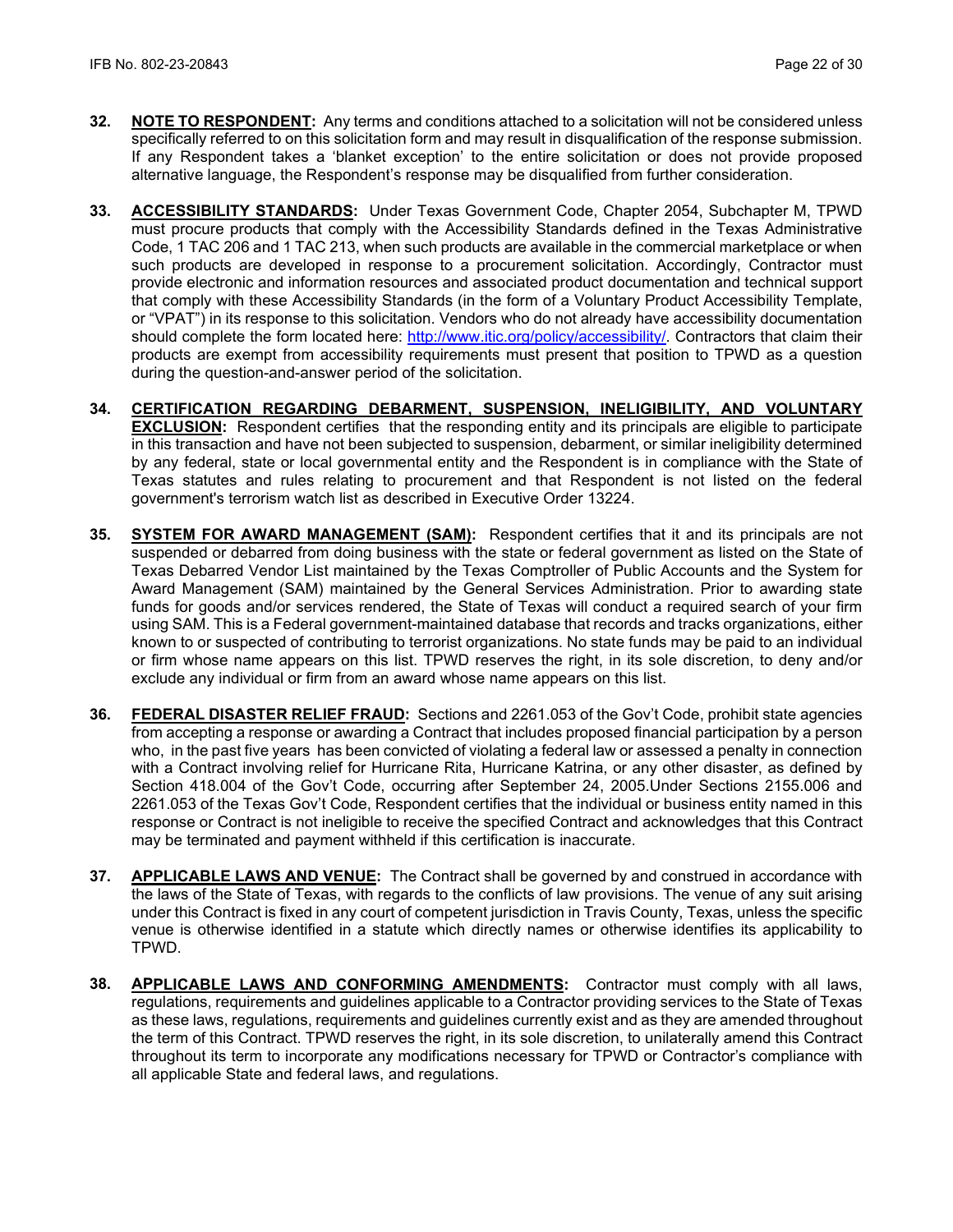**32. NOTE TO RESPONDENT:** Any terms and conditions attached to a solicitation will not be considered unless specifically referred to on this solicitation form and may result in disqualification of the response submission. If any Respondent takes a 'blanket exception' to the entire solicitation or does not provide proposed alternative language, the Respondent's response may be disqualified from further consideration.

**33. ACCESSIBILITY STANDARDS:** Under Texas Government Code, Chapter 2054, Subchapter M, TPWD must procure products that comply with the Accessibility Standards defined in the Texas Administrative Code, 1 TAC 206 and 1 TAC 213, when such products are available in the commercial marketplace or when such products are developed in response to a procurement solicitation. Accordingly, Contractor must provide electronic and information resources and associated product documentation and technical support that comply with these Accessibility Standards (in the form of a Voluntary Product Accessibility Template, or "VPAT") in its response to this solicitation. Vendors who do not already have accessibility documentation should complete the form located here: http://www.itic.org/policy/accessibility/. Contractors that claim their products are exempt from accessibility requirements must present that position to TPWD as a question during the question-and-answer period of the solicitation.

**34. CERTIFICATION REGARDING DEBARMENT, SUSPENSION, INELIGIBILITY, AND VOLUNTARY EXCLUSION:** Respondent certifies that the responding entity and its principals are eligible to participate in this transaction and have not been subjected to suspension, debarment, or similar ineligibility determined by any federal, state or local governmental entity and the Respondent is in compliance with the State of Texas statutes and rules relating to procurement and that Respondent is not listed on the federal government's terrorism watch list as described in Executive Order 13224.

**35. SYSTEM FOR AWARD MANAGEMENT (SAM):** Respondent certifies that it and its principals are not suspended or debarred from doing business with the state or federal government as listed on the State of Texas Debarred Vendor List maintained by the Texas Comptroller of Public Accounts and the System for Award Management (SAM) maintained by the General Services Administration. Prior to awarding state funds for goods and/or services rendered, the State of Texas will conduct a required search of your firm using SAM. This is a Federal government-maintained database that records and tracks organizations, either known to or suspected of contributing to terrorist organizations. No state funds may be paid to an individual or firm whose name appears on this list. TPWD reserves the right, in its sole discretion, to deny and/or exclude any individual or firm from an award whose name appears on this list.

**36. FEDERAL DISASTER RELIEF FRAUD:** Sections and 2261.053 of the Gov't Code, prohibit state agencies from accepting a response or awarding a Contract that includes proposed financial participation by a person who, in the past five years has been convicted of violating a federal law or assessed a penalty in connection with a Contract involving relief for Hurricane Rita, Hurricane Katrina, or any other disaster, as defined by Section 418.004 of the Gov't Code, occurring after September 24, 2005.Under Sections 2155.006 and 2261.053 of the Texas Gov't Code, Respondent certifies that the individual or business entity named in this response or Contract is not ineligible to receive the specified Contract and acknowledges that this Contract may be terminated and payment withheld if this certification is inaccurate.

**37. APPLICABLE LAWS AND VENUE:** The Contract shall be governed by and construed in accordance with the laws of the State of Texas, with regards to the conflicts of law provisions. The venue of any suit arising under this Contract is fixed in any court of competent jurisdiction in Travis County, Texas, unless the specific venue is otherwise identified in a statute which directly names or otherwise identifies its applicability to TPWD.

**38. APPLICABLE LAWS AND CONFORMING AMENDMENTS:** Contractor must comply with all laws, regulations, requirements and guidelines applicable to a Contractor providing services to the State of Texas as these laws, regulations, requirements and guidelines currently exist and as they are amended throughout the term of this Contract. TPWD reserves the right, in its sole discretion, to unilaterally amend this Contract throughout its term to incorporate any modifications necessary for TPWD or Contractor's compliance with all applicable State and federal laws, and regulations.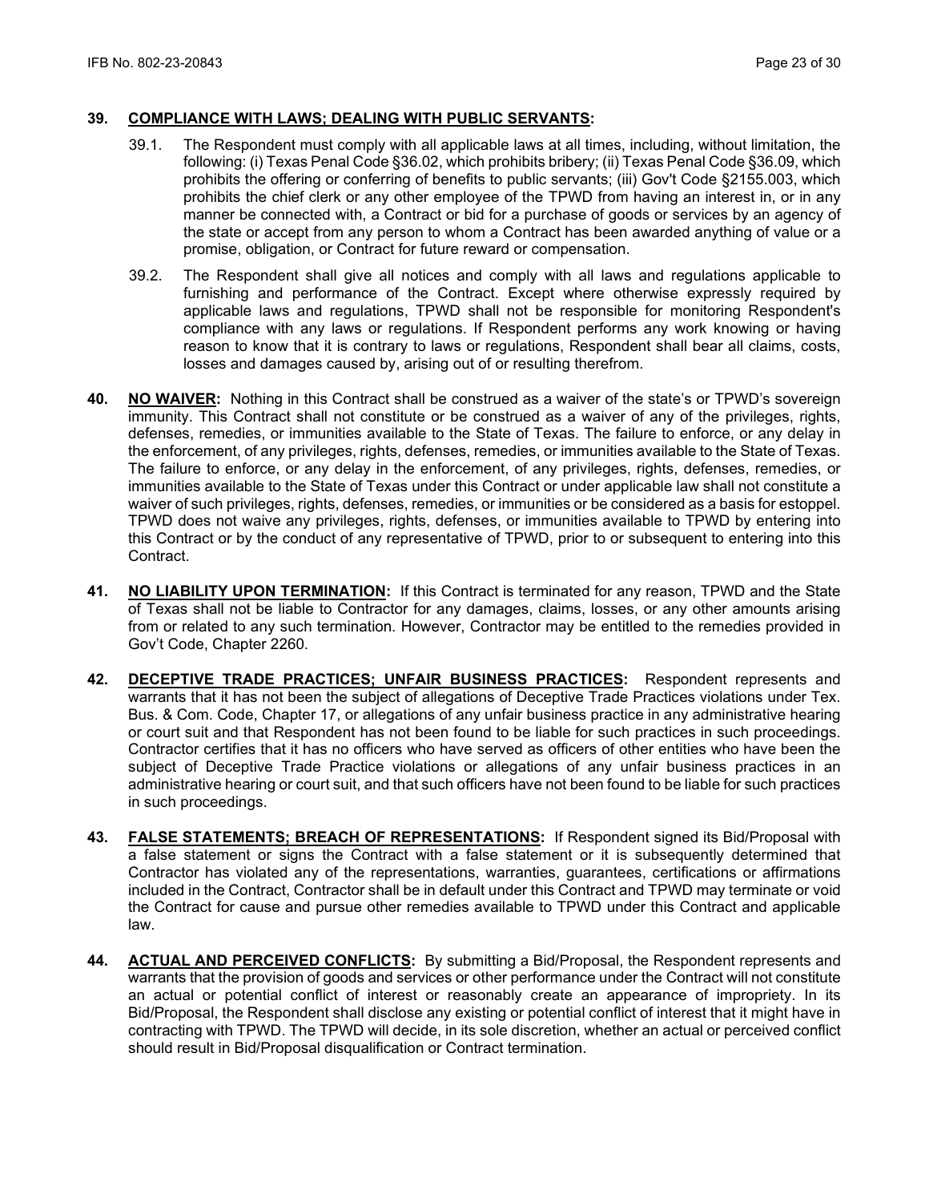**39. COMPLIANCE WITH LAWS; DEALING WITH PUBLIC SERVANTS:**

39.1. The Respondent must comply with all applicable laws at all times, including, without limitation, the following: (i) Texas Penal Code §36.02, which prohibits bribery; (ii) Texas Penal Code §36.09, which prohibits the offering or conferring of benefits to public servants; (iii) Gov't Code §2155.003, which prohibits the chief clerk or any other employee of the TPWD from having an interest in, or in any manner be connected with, a Contract or bid for a purchase of goods or services by an agency of the state or accept from any person to whom a Contract has been awarded anything of value or a promise, obligation, or Contract for future reward or compensation.

39.2. The Respondent shall give all notices and comply with all laws and regulations applicable to furnishing and performance of the Contract. Except where otherwise expressly required by applicable laws and regulations, TPWD shall not be responsible for monitoring Respondent's compliance with any laws or regulations. If Respondent performs any work knowing or having reason to know that it is contrary to laws or regulations, Respondent shall bear all claims, costs, losses and damages caused by, arising out of or resulting therefrom.

**40. NO WAIVER:** Nothing in this Contract shall be construed as a waiver of the state's or TPWD's sovereign immunity. This Contract shall not constitute or be construed as a waiver of any of the privileges, rights, defenses, remedies, or immunities available to the State of Texas. The failure to enforce, or any delay in the enforcement, of any privileges, rights, defenses, remedies, or immunities available to the State of Texas. The failure to enforce, or any delay in the enforcement, of any privileges, rights, defenses, remedies, or immunities available to the State of Texas under this Contract or under applicable law shall not constitute a waiver of such privileges, rights, defenses, remedies, or immunities or be considered as a basis for estoppel. TPWD does not waive any privileges, rights, defenses, or immunities available to TPWD by entering into this Contract or by the conduct of any representative of TPWD, prior to or subsequent to entering into this Contract.

**41. NO LIABILITY UPON TERMINATION:** If this Contract is terminated for any reason, TPWD and the State of Texas shall not be liable to Contractor for any damages, claims, losses, or any other amounts arising from or related to any such termination. However, Contractor may be entitled to the remedies provided in Gov't Code, Chapter 2260.

**42. DECEPTIVE TRADE PRACTICES; UNFAIR BUSINESS PRACTICES:** Respondent represents and warrants that it has not been the subject of allegations of Deceptive Trade Practices violations under Tex. Bus. & Com. Code, Chapter 17, or allegations of any unfair business practice in any administrative hearing or court suit and that Respondent has not been found to be liable for such practices in such proceedings. Contractor certifies that it has no officers who have served as officers of other entities who have been the subject of Deceptive Trade Practice violations or allegations of any unfair business practices in an administrative hearing or court suit, and that such officers have not been found to be liable for such practices in such proceedings.

**43. FALSE STATEMENTS; BREACH OF REPRESENTATIONS:** If Respondent signed its Bid/Proposal with a false statement or signs the Contract with a false statement or it is subsequently determined that Contractor has violated any of the representations, warranties, guarantees, certifications or affirmations included in the Contract, Contractor shall be in default under this Contract and TPWD may terminate or void the Contract for cause and pursue other remedies available to TPWD under this Contract and applicable law.

**44. ACTUAL AND PERCEIVED CONFLICTS:** By submitting a Bid/Proposal, the Respondent represents and warrants that the provision of goods and services or other performance under the Contract will not constitute an actual or potential conflict of interest or reasonably create an appearance of impropriety. In its Bid/Proposal, the Respondent shall disclose any existing or potential conflict of interest that it might have in contracting with TPWD. The TPWD will decide, in its sole discretion, whether an actual or perceived conflict should result in Bid/Proposal disqualification or Contract termination.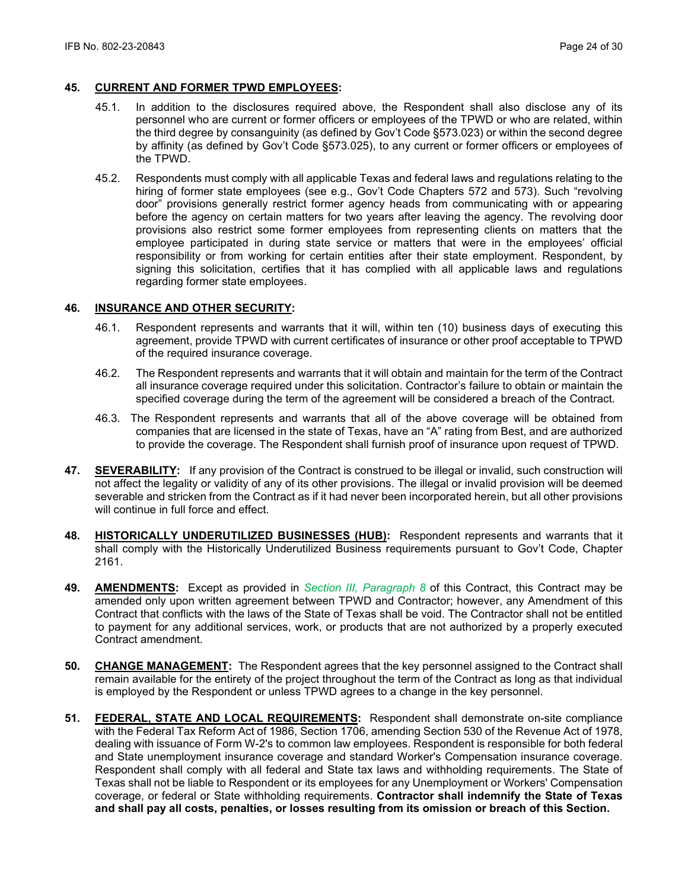**45. <u>CURRENT AND FORMER TPWD EMPLOYEES</u>:**

45.1. In addition to the disclosures required above, the Respondent shall also disclose any of its personnel who are current or former officers or employees of the TPWD or who are related, within the third degree by consanguinity (as defined by Gov't Code §573.023) or within the second degree by affinity (as defined by Gov't Code §573.025), to any current or former officers or employees of the TPWD.

45.2. Respondents must comply with all applicable Texas and federal laws and regulations relating to the hiring of former state employees (see e.g., Gov't Code Chapters 572 and 573). Such "revolving door" provisions generally restrict former agency heads from communicating with or appearing before the agency on certain matters for two years after leaving the agency. The revolving door provisions also restrict some former employees from representing clients on matters that the employee participated in during state service or matters that were in the employees' official responsibility or from working for certain entities after their state employment. Respondent, by signing this solicitation, certifies that it has complied with all applicable laws and regulations regarding former state employees.

**46. <u>INSURANCE AND OTHER SECURITY</u>:**

46.1. Respondent represents and warrants that it will, within ten (10) business days of executing this agreement, provide TPWD with current certificates of insurance or other proof acceptable to TPWD of the required insurance coverage.

46.2. The Respondent represents and warrants that it will obtain and maintain for the term of the Contract all insurance coverage required under this solicitation. Contractor's failure to obtain or maintain the specified coverage during the term of the agreement will be considered a breach of the Contract.

46.3. The Respondent represents and warrants that all of the above coverage will be obtained from companies that are licensed in the state of Texas, have an "A" rating from Best, and are authorized to provide the coverage. The Respondent shall furnish proof of insurance upon request of TPWD.

**47. <u>SEVERABILITY</u>:** If any provision of the Contract is construed to be illegal or invalid, such construction will not affect the legality or validity of any of its other provisions. The illegal or invalid provision will be deemed severable and stricken from the Contract as if it had never been incorporated herein, but all other provisions will continue in full force and effect.

**48. <u>HISTORICALLY UNDERUTILIZED BUSINESSES (HUB)</u>:** Respondent represents and warrants that it shall comply with the Historically Underutilized Business requirements pursuant to Gov't Code, Chapter 2161.

**49. <u>AMENDMENTS</u>:** Except as provided in *Section III, Paragraph 8* of this Contract, this Contract may be amended only upon written agreement between TPWD and Contractor; however, any Amendment of this Contract that conflicts with the laws of the State of Texas shall be void. The Contractor shall not be entitled to payment for any additional services, work, or products that are not authorized by a properly executed Contract amendment.

**50. <u>CHANGE MANAGEMENT</u>:** The Respondent agrees that the key personnel assigned to the Contract shall remain available for the entirety of the project throughout the term of the Contract as long as that individual is employed by the Respondent or unless TPWD agrees to a change in the key personnel.

**51. <u>FEDERAL, STATE AND LOCAL REQUIREMENTS</u>:** Respondent shall demonstrate on-site compliance with the Federal Tax Reform Act of 1986, Section 1706, amending Section 530 of the Revenue Act of 1978, dealing with issuance of Form W-2's to common law employees. Respondent is responsible for both federal and State unemployment insurance coverage and standard Worker's Compensation insurance coverage. Respondent shall comply with all federal and State tax laws and withholding requirements. The State of Texas shall not be liable to Respondent or its employees for any Unemployment or Workers' Compensation coverage, or federal or State withholding requirements. **Contractor shall indemnify the State of Texas and shall pay all costs, penalties, or losses resulting from its omission or breach of this Section.**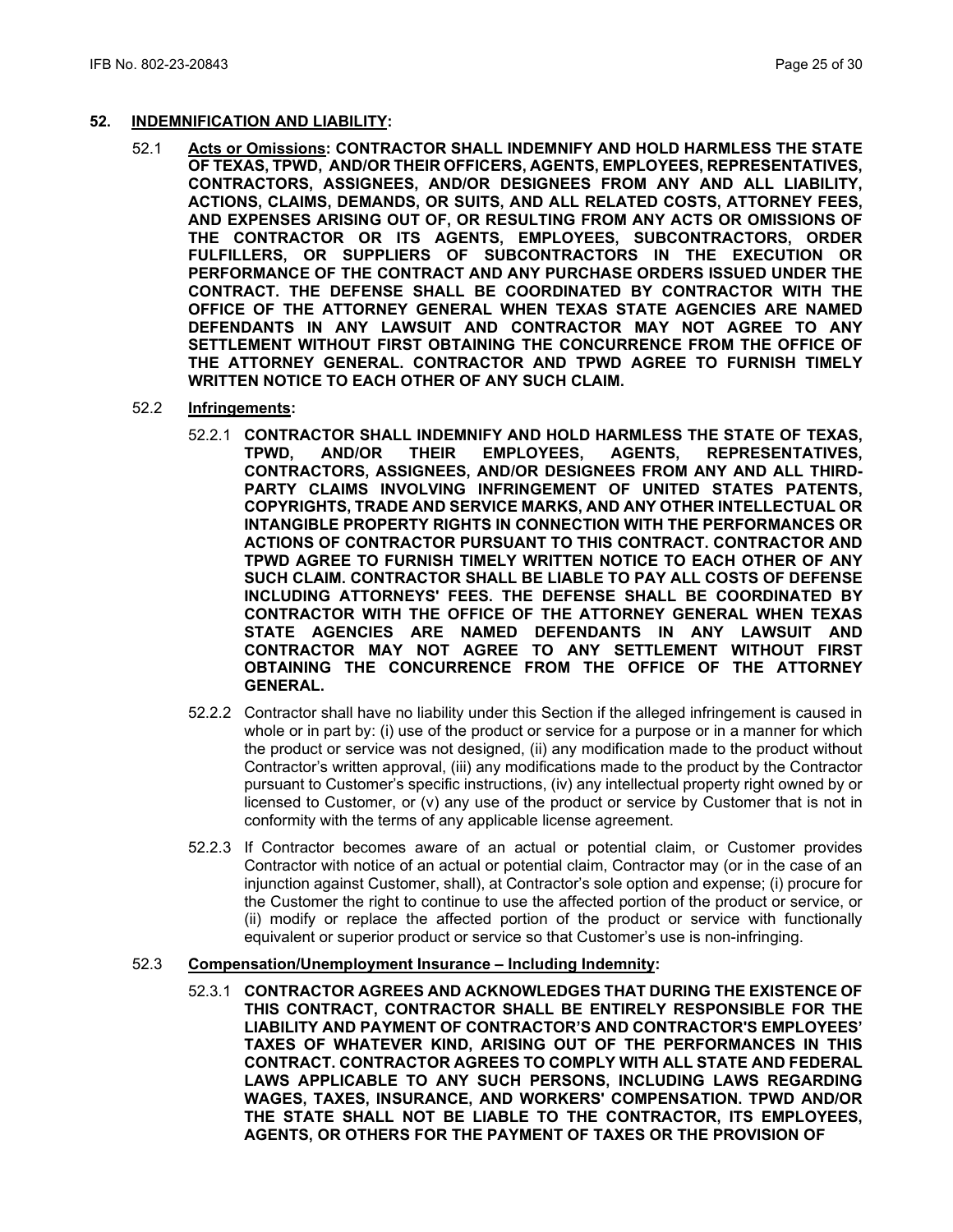## 52. INDEMNIFICATION AND LIABILITY:

52.1 **Acts or Omissions: CONTRACTOR SHALL INDEMNIFY AND HOLD HARMLESS THE STATE OF TEXAS, TPWD, AND/OR THEIR OFFICERS, AGENTS, EMPLOYEES, REPRESENTATIVES, CONTRACTORS, ASSIGNEES, AND/OR DESIGNEES FROM ANY AND ALL LIABILITY, ACTIONS, CLAIMS, DEMANDS, OR SUITS, AND ALL RELATED COSTS, ATTORNEY FEES, AND EXPENSES ARISING OUT OF, OR RESULTING FROM ANY ACTS OR OMISSIONS OF THE CONTRACTOR OR ITS AGENTS, EMPLOYEES, SUBCONTRACTORS, ORDER FULFILLERS, OR SUPPLIERS OF SUBCONTRACTORS IN THE EXECUTION OR PERFORMANCE OF THE CONTRACT AND ANY PURCHASE ORDERS ISSUED UNDER THE CONTRACT. THE DEFENSE SHALL BE COORDINATED BY CONTRACTOR WITH THE OFFICE OF THE ATTORNEY GENERAL WHEN TEXAS STATE AGENCIES ARE NAMED DEFENDANTS IN ANY LAWSUIT AND CONTRACTOR MAY NOT AGREE TO ANY SETTLEMENT WITHOUT FIRST OBTAINING THE CONCURRENCE FROM THE OFFICE OF THE ATTORNEY GENERAL. CONTRACTOR AND TPWD AGREE TO FURNISH TIMELY WRITTEN NOTICE TO EACH OTHER OF ANY SUCH CLAIM.**

52.2 **Infringements:**

52.2.1 **CONTRACTOR SHALL INDEMNIFY AND HOLD HARMLESS THE STATE OF TEXAS, TPWD, AND/OR THEIR EMPLOYEES, AGENTS, REPRESENTATIVES, CONTRACTORS, ASSIGNEES, AND/OR DESIGNEES FROM ANY AND ALL THIRD-PARTY CLAIMS INVOLVING INFRINGEMENT OF UNITED STATES PATENTS, COPYRIGHTS, TRADE AND SERVICE MARKS, AND ANY OTHER INTELLECTUAL OR INTANGIBLE PROPERTY RIGHTS IN CONNECTION WITH THE PERFORMANCES OR ACTIONS OF CONTRACTOR PURSUANT TO THIS CONTRACT. CONTRACTOR AND TPWD AGREE TO FURNISH TIMELY WRITTEN NOTICE TO EACH OTHER OF ANY SUCH CLAIM. CONTRACTOR SHALL BE LIABLE TO PAY ALL COSTS OF DEFENSE INCLUDING ATTORNEYS' FEES. THE DEFENSE SHALL BE COORDINATED BY CONTRACTOR WITH THE OFFICE OF THE ATTORNEY GENERAL WHEN TEXAS STATE AGENCIES ARE NAMED DEFENDANTS IN ANY LAWSUIT AND CONTRACTOR MAY NOT AGREE TO ANY SETTLEMENT WITHOUT FIRST OBTAINING THE CONCURRENCE FROM THE OFFICE OF THE ATTORNEY GENERAL.**

52.2.2 Contractor shall have no liability under this Section if the alleged infringement is caused in whole or in part by: (i) use of the product or service for a purpose or in a manner for which the product or service was not designed, (ii) any modification made to the product without Contractor's written approval, (iii) any modifications made to the product by the Contractor pursuant to Customer's specific instructions, (iv) any intellectual property right owned by or licensed to Customer, or (v) any use of the product or service by Customer that is not in conformity with the terms of any applicable license agreement.

52.2.3 If Contractor becomes aware of an actual or potential claim, or Customer provides Contractor with notice of an actual or potential claim, Contractor may (or in the case of an injunction against Customer, shall), at Contractor's sole option and expense; (i) procure for the Customer the right to continue to use the affected portion of the product or service, or (ii) modify or replace the affected portion of the product or service with functionally equivalent or superior product or service so that Customer's use is non-infringing.

52.3 **Compensation/Unemployment Insurance – Including Indemnity:**

52.3.1 **CONTRACTOR AGREES AND ACKNOWLEDGES THAT DURING THE EXISTENCE OF THIS CONTRACT, CONTRACTOR SHALL BE ENTIRELY RESPONSIBLE FOR THE LIABILITY AND PAYMENT OF CONTRACTOR'S AND CONTRACTOR'S EMPLOYEES' TAXES OF WHATEVER KIND, ARISING OUT OF THE PERFORMANCES IN THIS CONTRACT. CONTRACTOR AGREES TO COMPLY WITH ALL STATE AND FEDERAL LAWS APPLICABLE TO ANY SUCH PERSONS, INCLUDING LAWS REGARDING WAGES, TAXES, INSURANCE, AND WORKERS' COMPENSATION. TPWD AND/OR THE STATE SHALL NOT BE LIABLE TO THE CONTRACTOR, ITS EMPLOYEES, AGENTS, OR OTHERS FOR THE PAYMENT OF TAXES OR THE PROVISION OF**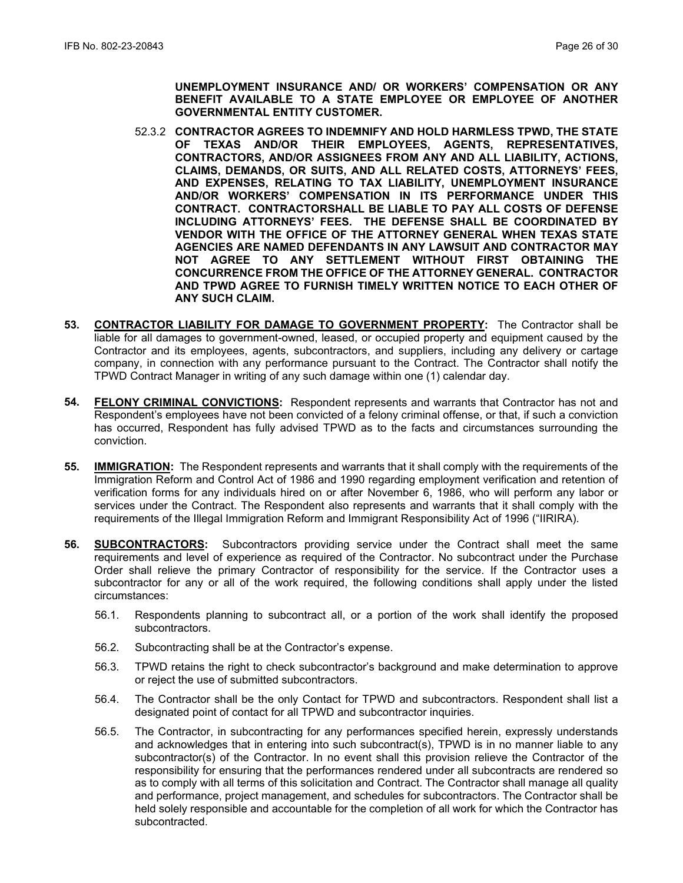**UNEMPLOYMENT INSURANCE AND/ OR WORKERS' COMPENSATION OR ANY BENEFIT AVAILABLE TO A STATE EMPLOYEE OR EMPLOYEE OF ANOTHER GOVERNMENTAL ENTITY CUSTOMER.**

52.3.2 **CONTRACTOR AGREES TO INDEMNIFY AND HOLD HARMLESS TPWD, THE STATE OF TEXAS AND/OR THEIR EMPLOYEES, AGENTS, REPRESENTATIVES, CONTRACTORS, AND/OR ASSIGNEES FROM ANY AND ALL LIABILITY, ACTIONS, CLAIMS, DEMANDS, OR SUITS, AND ALL RELATED COSTS, ATTORNEYS' FEES, AND EXPENSES, RELATING TO TAX LIABILITY, UNEMPLOYMENT INSURANCE AND/OR WORKERS' COMPENSATION IN ITS PERFORMANCE UNDER THIS CONTRACT. CONTRACTORSHALL BE LIABLE TO PAY ALL COSTS OF DEFENSE INCLUDING ATTORNEYS' FEES. THE DEFENSE SHALL BE COORDINATED BY VENDOR WITH THE OFFICE OF THE ATTORNEY GENERAL WHEN TEXAS STATE AGENCIES ARE NAMED DEFENDANTS IN ANY LAWSUIT AND CONTRACTOR MAY NOT AGREE TO ANY SETTLEMENT WITHOUT FIRST OBTAINING THE CONCURRENCE FROM THE OFFICE OF THE ATTORNEY GENERAL. CONTRACTOR AND TPWD AGREE TO FURNISH TIMELY WRITTEN NOTICE TO EACH OTHER OF ANY SUCH CLAIM.**

**53. CONTRACTOR LIABILITY FOR DAMAGE TO GOVERNMENT PROPERTY:** The Contractor shall be liable for all damages to government-owned, leased, or occupied property and equipment caused by the Contractor and its employees, agents, subcontractors, and suppliers, including any delivery or cartage company, in connection with any performance pursuant to the Contract. The Contractor shall notify the TPWD Contract Manager in writing of any such damage within one (1) calendar day.

**54. FELONY CRIMINAL CONVICTIONS:** Respondent represents and warrants that Contractor has not and Respondent's employees have not been convicted of a felony criminal offense, or that, if such a conviction has occurred, Respondent has fully advised TPWD as to the facts and circumstances surrounding the conviction.

**55. IMMIGRATION:** The Respondent represents and warrants that it shall comply with the requirements of the Immigration Reform and Control Act of 1986 and 1990 regarding employment verification and retention of verification forms for any individuals hired on or after November 6, 1986, who will perform any labor or services under the Contract. The Respondent also represents and warrants that it shall comply with the requirements of the Illegal Immigration Reform and Immigrant Responsibility Act of 1996 ("IIRIRA).

**56. SUBCONTRACTORS:** Subcontractors providing service under the Contract shall meet the same requirements and level of experience as required of the Contractor. No subcontract under the Purchase Order shall relieve the primary Contractor of responsibility for the service. If the Contractor uses a subcontractor for any or all of the work required, the following conditions shall apply under the listed circumstances:

56.1. Respondents planning to subcontract all, or a portion of the work shall identify the proposed subcontractors.

56.2. Subcontracting shall be at the Contractor's expense.

56.3. TPWD retains the right to check subcontractor's background and make determination to approve or reject the use of submitted subcontractors.

56.4. The Contractor shall be the only Contact for TPWD and subcontractors. Respondent shall list a designated point of contact for all TPWD and subcontractor inquiries.

56.5. The Contractor, in subcontracting for any performances specified herein, expressly understands and acknowledges that in entering into such subcontract(s), TPWD is in no manner liable to any subcontractor(s) of the Contractor. In no event shall this provision relieve the Contractor of the responsibility for ensuring that the performances rendered under all subcontracts are rendered so as to comply with all terms of this solicitation and Contract. The Contractor shall manage all quality and performance, project management, and schedules for subcontractors. The Contractor shall be held solely responsible and accountable for the completion of all work for which the Contractor has subcontracted.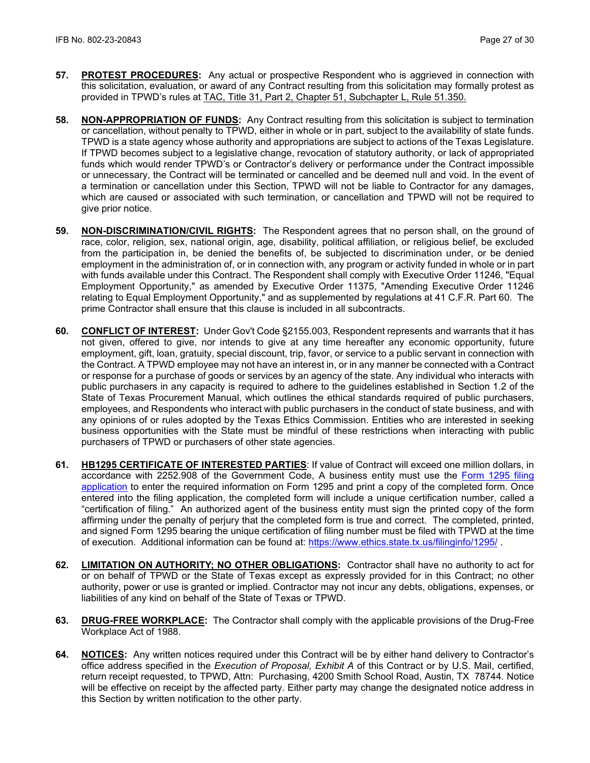**57. PROTEST PROCEDURES:** Any actual or prospective Respondent who is aggrieved in connection with this solicitation, evaluation, or award of any Contract resulting from this solicitation may formally protest as provided in TPWD's rules at TAC, Title 31, Part 2, Chapter 51, Subchapter L, Rule 51.350.

**58. NON-APPROPRIATION OF FUNDS:** Any Contract resulting from this solicitation is subject to termination or cancellation, without penalty to TPWD, either in whole or in part, subject to the availability of state funds. TPWD is a state agency whose authority and appropriations are subject to actions of the Texas Legislature. If TPWD becomes subject to a legislative change, revocation of statutory authority, or lack of appropriated funds which would render TPWD's or Contractor's delivery or performance under the Contract impossible or unnecessary, the Contract will be terminated or cancelled and be deemed null and void. In the event of a termination or cancellation under this Section, TPWD will not be liable to Contractor for any damages, which are caused or associated with such termination, or cancellation and TPWD will not be required to give prior notice.

**59. NON-DISCRIMINATION/CIVIL RIGHTS:** The Respondent agrees that no person shall, on the ground of race, color, religion, sex, national origin, age, disability, political affiliation, or religious belief, be excluded from the participation in, be denied the benefits of, be subjected to discrimination under, or be denied employment in the administration of, or in connection with, any program or activity funded in whole or in part with funds available under this Contract. The Respondent shall comply with Executive Order 11246, "Equal Employment Opportunity," as amended by Executive Order 11375, "Amending Executive Order 11246 relating to Equal Employment Opportunity," and as supplemented by regulations at 41 C.F.R. Part 60. The prime Contractor shall ensure that this clause is included in all subcontracts.

**60. CONFLICT OF INTEREST:** Under Gov't Code §2155.003, Respondent represents and warrants that it has not given, offered to give, nor intends to give at any time hereafter any economic opportunity, future employment, gift, loan, gratuity, special discount, trip, favor, or service to a public servant in connection with the Contract. A TPWD employee may not have an interest in, or in any manner be connected with a Contract or response for a purchase of goods or services by an agency of the state. Any individual who interacts with public purchasers in any capacity is required to adhere to the guidelines established in Section 1.2 of the State of Texas Procurement Manual, which outlines the ethical standards required of public purchasers, employees, and Respondents who interact with public purchasers in the conduct of state business, and with any opinions of or rules adopted by the Texas Ethics Commission. Entities who are interested in seeking business opportunities with the State must be mindful of these restrictions when interacting with public purchasers of TPWD or purchasers of other state agencies.

**61. HB1295 CERTIFICATE OF INTERESTED PARTIES**: If value of Contract will exceed one million dollars, in accordance with 2252.908 of the Government Code, A business entity must use the Form 1295 filing application to enter the required information on Form 1295 and print a copy of the completed form. Once entered into the filing application, the completed form will include a unique certification number, called a "certification of filing." An authorized agent of the business entity must sign the printed copy of the form affirming under the penalty of perjury that the completed form is true and correct. The completed, printed, and signed Form 1295 bearing the unique certification of filing number must be filed with TPWD at the time of execution. Additional information can be found at: https://www.ethics.state.tx.us/filinginfo/1295/ .

**62. LIMITATION ON AUTHORITY; NO OTHER OBLIGATIONS:** Contractor shall have no authority to act for or on behalf of TPWD or the State of Texas except as expressly provided for in this Contract; no other authority, power or use is granted or implied. Contractor may not incur any debts, obligations, expenses, or liabilities of any kind on behalf of the State of Texas or TPWD.

**63. DRUG-FREE WORKPLACE:** The Contractor shall comply with the applicable provisions of the Drug-Free Workplace Act of 1988.

**64. NOTICES:** Any written notices required under this Contract will be by either hand delivery to Contractor's office address specified in the *Execution of Proposal, Exhibit A* of this Contract or by U.S. Mail, certified, return receipt requested, to TPWD, Attn: Purchasing, 4200 Smith School Road, Austin, TX 78744. Notice will be effective on receipt by the affected party. Either party may change the designated notice address in this Section by written notification to the other party.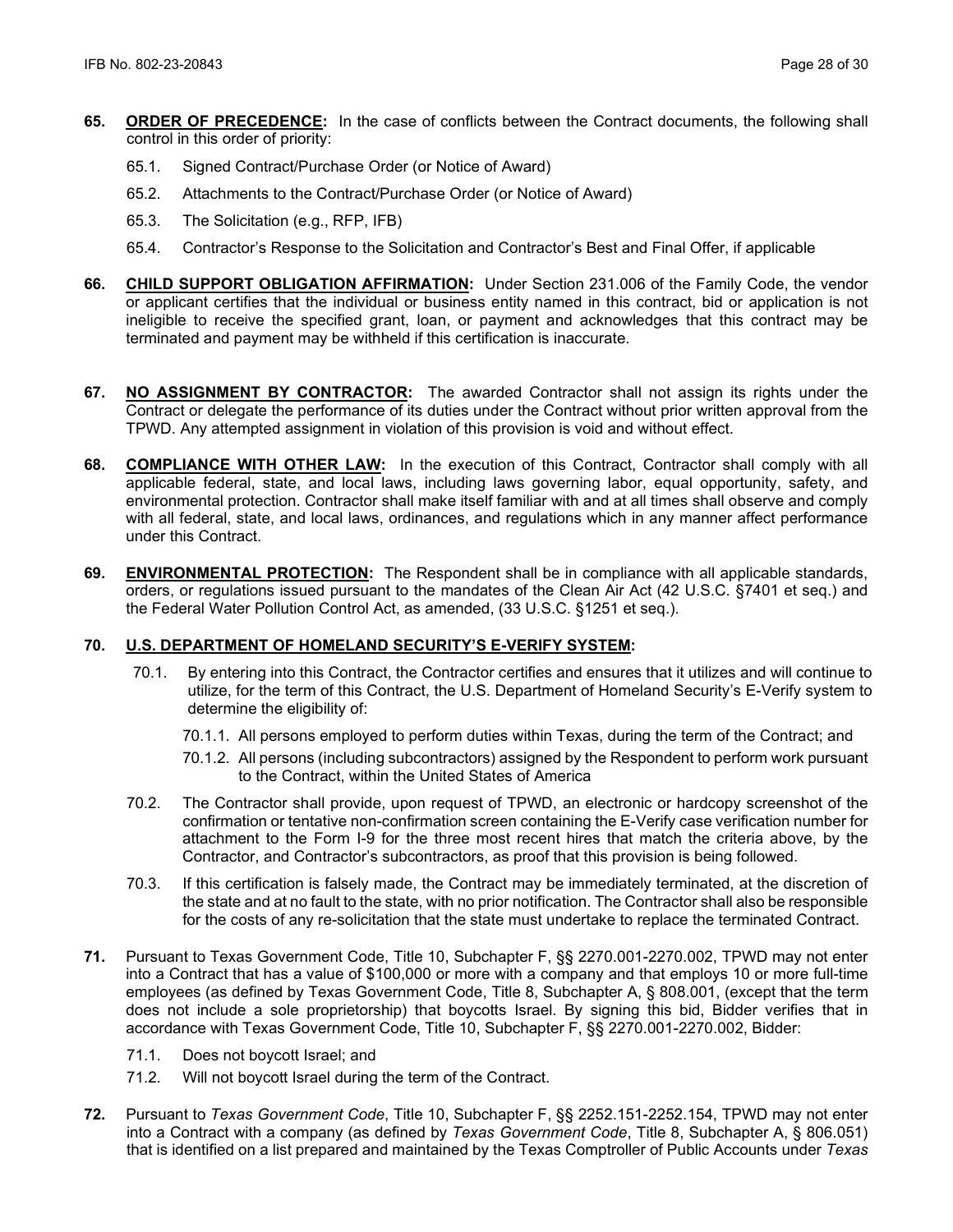**65. <u>ORDER OF PRECEDENCE</u>:** In the case of conflicts between the Contract documents, the following shall control in this order of priority:

65.1. Signed Contract/Purchase Order (or Notice of Award)

65.2. Attachments to the Contract/Purchase Order (or Notice of Award)

65.3. The Solicitation (e.g., RFP, IFB)

65.4. Contractor's Response to the Solicitation and Contractor's Best and Final Offer, if applicable

**66. <u>CHILD SUPPORT OBLIGATION AFFIRMATION</u>:** Under Section 231.006 of the Family Code, the vendor or applicant certifies that the individual or business entity named in this contract, bid or application is not ineligible to receive the specified grant, loan, or payment and acknowledges that this contract may be terminated and payment may be withheld if this certification is inaccurate.

**67. <u>NO ASSIGNMENT BY CONTRACTOR</u>:** The awarded Contractor shall not assign its rights under the Contract or delegate the performance of its duties under the Contract without prior written approval from the TPWD. Any attempted assignment in violation of this provision is void and without effect.

**68. <u>COMPLIANCE WITH OTHER LAW</u>:** In the execution of this Contract, Contractor shall comply with all applicable federal, state, and local laws, including laws governing labor, equal opportunity, safety, and environmental protection. Contractor shall make itself familiar with and at all times shall observe and comply with all federal, state, and local laws, ordinances, and regulations which in any manner affect performance under this Contract.

**69. <u>ENVIRONMENTAL PROTECTION</u>:** The Respondent shall be in compliance with all applicable standards, orders, or regulations issued pursuant to the mandates of the Clean Air Act (42 U.S.C. §7401 et seq.) and the Federal Water Pollution Control Act, as amended, (33 U.S.C. §1251 et seq.).

**70. <u>U.S. DEPARTMENT OF HOMELAND SECURITY'S E-VERIFY SYSTEM</u>:**

70.1. By entering into this Contract, the Contractor certifies and ensures that it utilizes and will continue to utilize, for the term of this Contract, the U.S. Department of Homeland Security's E-Verify system to determine the eligibility of:

70.1.1. All persons employed to perform duties within Texas, during the term of the Contract; and

70.1.2. All persons (including subcontractors) assigned by the Respondent to perform work pursuant to the Contract, within the United States of America

70.2. The Contractor shall provide, upon request of TPWD, an electronic or hardcopy screenshot of the confirmation or tentative non-confirmation screen containing the E-Verify case verification number for attachment to the Form I-9 for the three most recent hires that match the criteria above, by the Contractor, and Contractor's subcontractors, as proof that this provision is being followed.

70.3. If this certification is falsely made, the Contract may be immediately terminated, at the discretion of the state and at no fault to the state, with no prior notification. The Contractor shall also be responsible for the costs of any re-solicitation that the state must undertake to replace the terminated Contract.

**71.** Pursuant to Texas Government Code, Title 10, Subchapter F, §§ 2270.001-2270.002, TPWD may not enter into a Contract that has a value of $100,000 or more with a company and that employs 10 or more full-time employees (as defined by Texas Government Code, Title 8, Subchapter A, § 808.001, (except that the term does not include a sole proprietorship) that boycotts Israel. By signing this bid, Bidder verifies that in accordance with Texas Government Code, Title 10, Subchapter F, §§ 2270.001-2270.002, Bidder:

71.1. Does not boycott Israel; and

71.2. Will not boycott Israel during the term of the Contract.

**72.** Pursuant to *Texas Government Code*, Title 10, Subchapter F, §§ 2252.151-2252.154, TPWD may not enter into a Contract with a company (as defined by *Texas Government Code*, Title 8, Subchapter A, § 806.051) that is identified on a list prepared and maintained by the Texas Comptroller of Public Accounts under *Texas*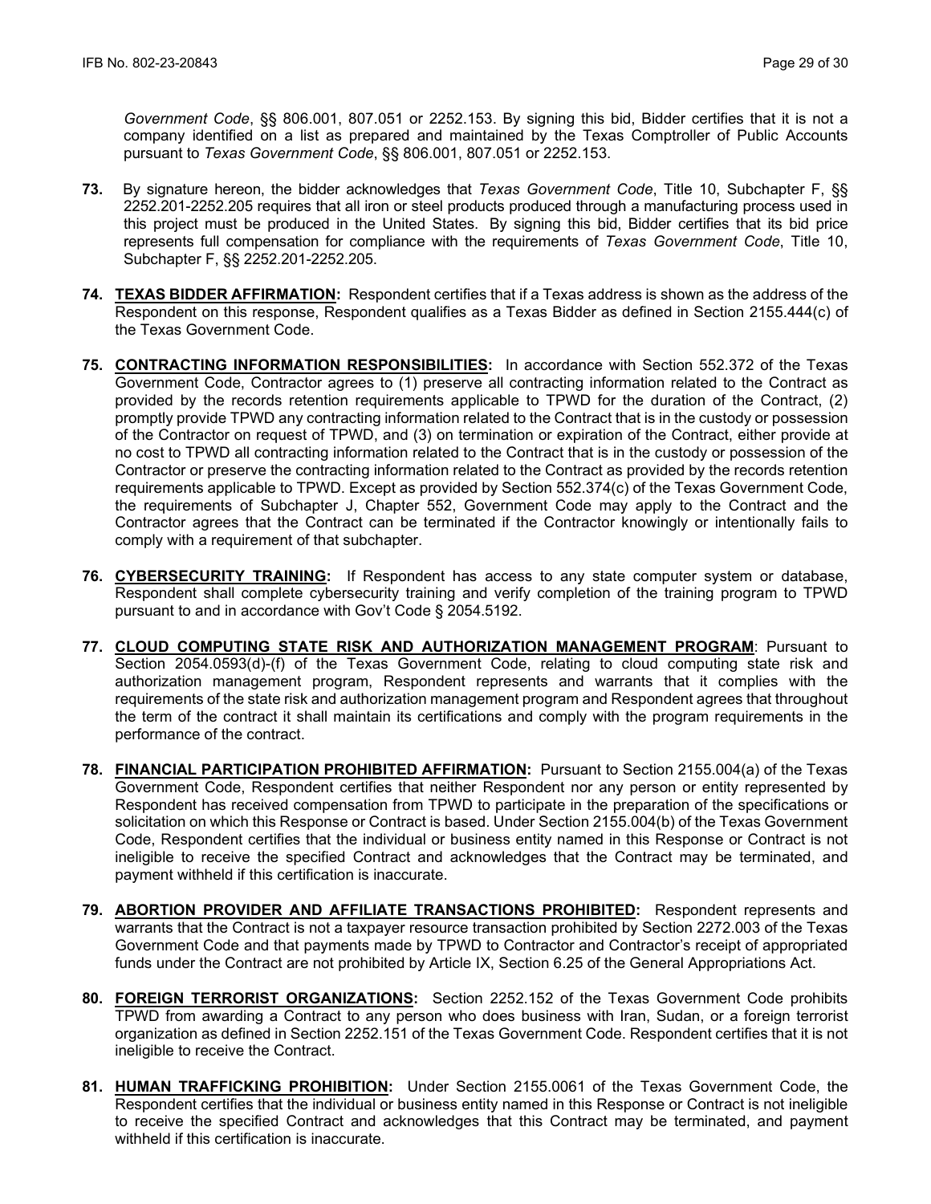*Government Code*, §§ 806.001, 807.051 or 2252.153. By signing this bid, Bidder certifies that it is not a company identified on a list as prepared and maintained by the Texas Comptroller of Public Accounts pursuant to *Texas Government Code*, §§ 806.001, 807.051 or 2252.153.

**73.** By signature hereon, the bidder acknowledges that *Texas Government Code*, Title 10, Subchapter F, §§ 2252.201-2252.205 requires that all iron or steel products produced through a manufacturing process used in this project must be produced in the United States. By signing this bid, Bidder certifies that its bid price represents full compensation for compliance with the requirements of *Texas Government Code*, Title 10, Subchapter F, §§ 2252.201-2252.205.

**74. <u>TEXAS BIDDER AFFIRMATION</u>:** Respondent certifies that if a Texas address is shown as the address of the Respondent on this response, Respondent qualifies as a Texas Bidder as defined in Section 2155.444(c) of the Texas Government Code.

**75. <u>CONTRACTING INFORMATION RESPONSIBILITIES</u>:** In accordance with Section 552.372 of the Texas Government Code, Contractor agrees to (1) preserve all contracting information related to the Contract as provided by the records retention requirements applicable to TPWD for the duration of the Contract, (2) promptly provide TPWD any contracting information related to the Contract that is in the custody or possession of the Contractor on request of TPWD, and (3) on termination or expiration of the Contract, either provide at no cost to TPWD all contracting information related to the Contract that is in the custody or possession of the Contractor or preserve the contracting information related to the Contract as provided by the records retention requirements applicable to TPWD. Except as provided by Section 552.374(c) of the Texas Government Code, the requirements of Subchapter J, Chapter 552, Government Code may apply to the Contract and the Contractor agrees that the Contract can be terminated if the Contractor knowingly or intentionally fails to comply with a requirement of that subchapter.

**76. <u>CYBERSECURITY TRAINING</u>:** If Respondent has access to any state computer system or database, Respondent shall complete cybersecurity training and verify completion of the training program to TPWD pursuant to and in accordance with Gov't Code § 2054.5192.

**77. <u>CLOUD COMPUTING STATE RISK AND AUTHORIZATION MANAGEMENT PROGRAM</u>**: Pursuant to Section 2054.0593(d)-(f) of the Texas Government Code, relating to cloud computing state risk and authorization management program, Respondent represents and warrants that it complies with the requirements of the state risk and authorization management program and Respondent agrees that throughout the term of the contract it shall maintain its certifications and comply with the program requirements in the performance of the contract.

**78. <u>FINANCIAL PARTICIPATION PROHIBITED AFFIRMATION</u>:** Pursuant to Section 2155.004(a) of the Texas Government Code, Respondent certifies that neither Respondent nor any person or entity represented by Respondent has received compensation from TPWD to participate in the preparation of the specifications or solicitation on which this Response or Contract is based. Under Section 2155.004(b) of the Texas Government Code, Respondent certifies that the individual or business entity named in this Response or Contract is not ineligible to receive the specified Contract and acknowledges that the Contract may be terminated, and payment withheld if this certification is inaccurate.

**79. <u>ABORTION PROVIDER AND AFFILIATE TRANSACTIONS PROHIBITED</u>:** Respondent represents and warrants that the Contract is not a taxpayer resource transaction prohibited by Section 2272.003 of the Texas Government Code and that payments made by TPWD to Contractor and Contractor's receipt of appropriated funds under the Contract are not prohibited by Article IX, Section 6.25 of the General Appropriations Act.

**80. <u>FOREIGN TERRORIST ORGANIZATIONS</u>:** Section 2252.152 of the Texas Government Code prohibits TPWD from awarding a Contract to any person who does business with Iran, Sudan, or a foreign terrorist organization as defined in Section 2252.151 of the Texas Government Code. Respondent certifies that it is not ineligible to receive the Contract.

**81. <u>HUMAN TRAFFICKING PROHIBITION</u>:** Under Section 2155.0061 of the Texas Government Code, the Respondent certifies that the individual or business entity named in this Response or Contract is not ineligible to receive the specified Contract and acknowledges that this Contract may be terminated, and payment withheld if this certification is inaccurate.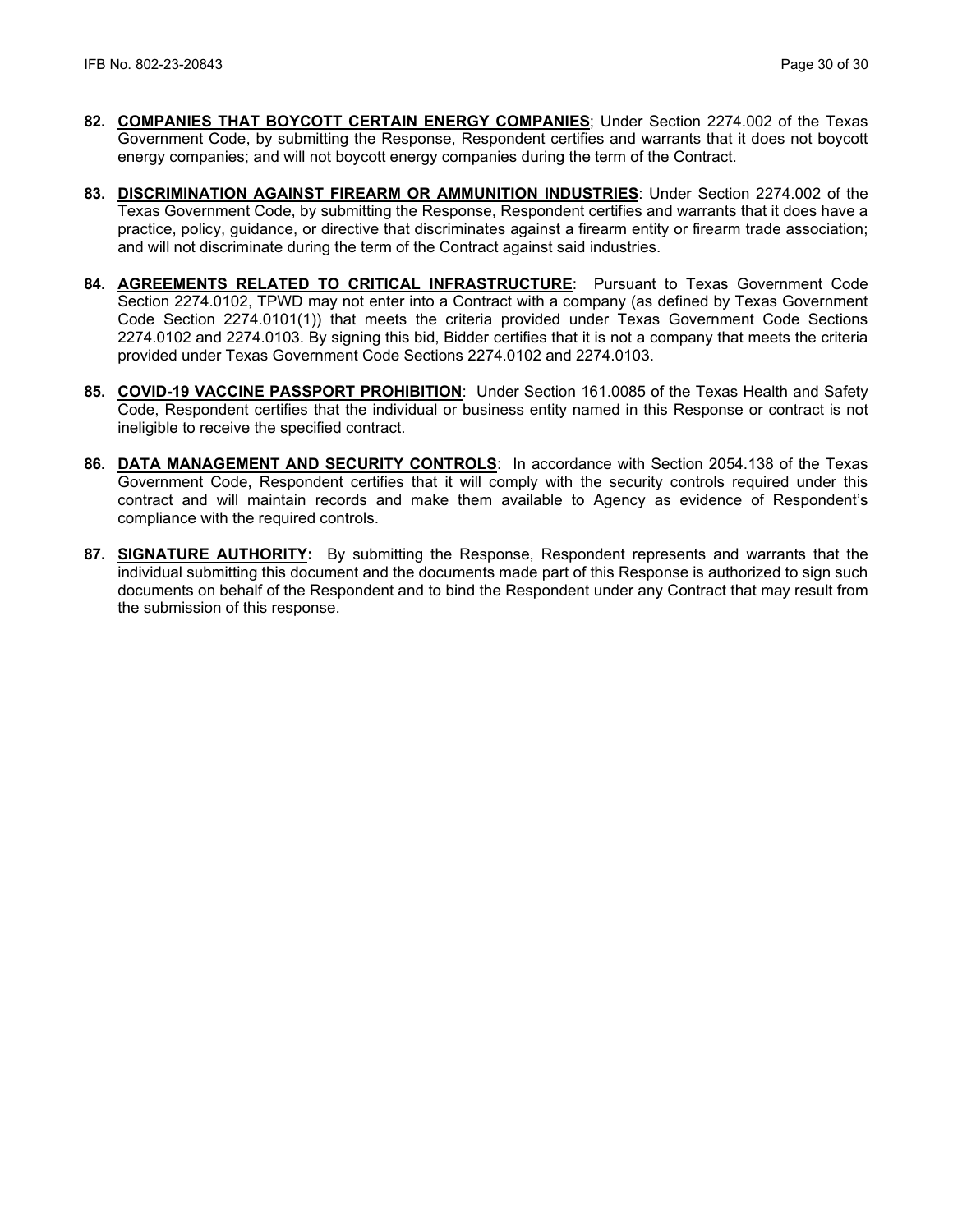82. **COMPANIES THAT BOYCOTT CERTAIN ENERGY COMPANIES**; Under Section 2274.002 of the Texas Government Code, by submitting the Response, Respondent certifies and warrants that it does not boycott energy companies; and will not boycott energy companies during the term of the Contract.

83. **DISCRIMINATION AGAINST FIREARM OR AMMUNITION INDUSTRIES**: Under Section 2274.002 of the Texas Government Code, by submitting the Response, Respondent certifies and warrants that it does have a practice, policy, guidance, or directive that discriminates against a firearm entity or firearm trade association; and will not discriminate during the term of the Contract against said industries.

84. **AGREEMENTS RELATED TO CRITICAL INFRASTRUCTURE**: Pursuant to Texas Government Code Section 2274.0102, TPWD may not enter into a Contract with a company (as defined by Texas Government Code Section 2274.0101(1)) that meets the criteria provided under Texas Government Code Sections 2274.0102 and 2274.0103. By signing this bid, Bidder certifies that it is not a company that meets the criteria provided under Texas Government Code Sections 2274.0102 and 2274.0103.

85. **COVID-19 VACCINE PASSPORT PROHIBITION**: Under Section 161.0085 of the Texas Health and Safety Code, Respondent certifies that the individual or business entity named in this Response or contract is not ineligible to receive the specified contract.

86. **DATA MANAGEMENT AND SECURITY CONTROLS**: In accordance with Section 2054.138 of the Texas Government Code, Respondent certifies that it will comply with the security controls required under this contract and will maintain records and make them available to Agency as evidence of Respondent's compliance with the required controls.

87. **SIGNATURE AUTHORITY:** By submitting the Response, Respondent represents and warrants that the individual submitting this document and the documents made part of this Response is authorized to sign such documents on behalf of the Respondent and to bind the Respondent under any Contract that may result from the submission of this response.